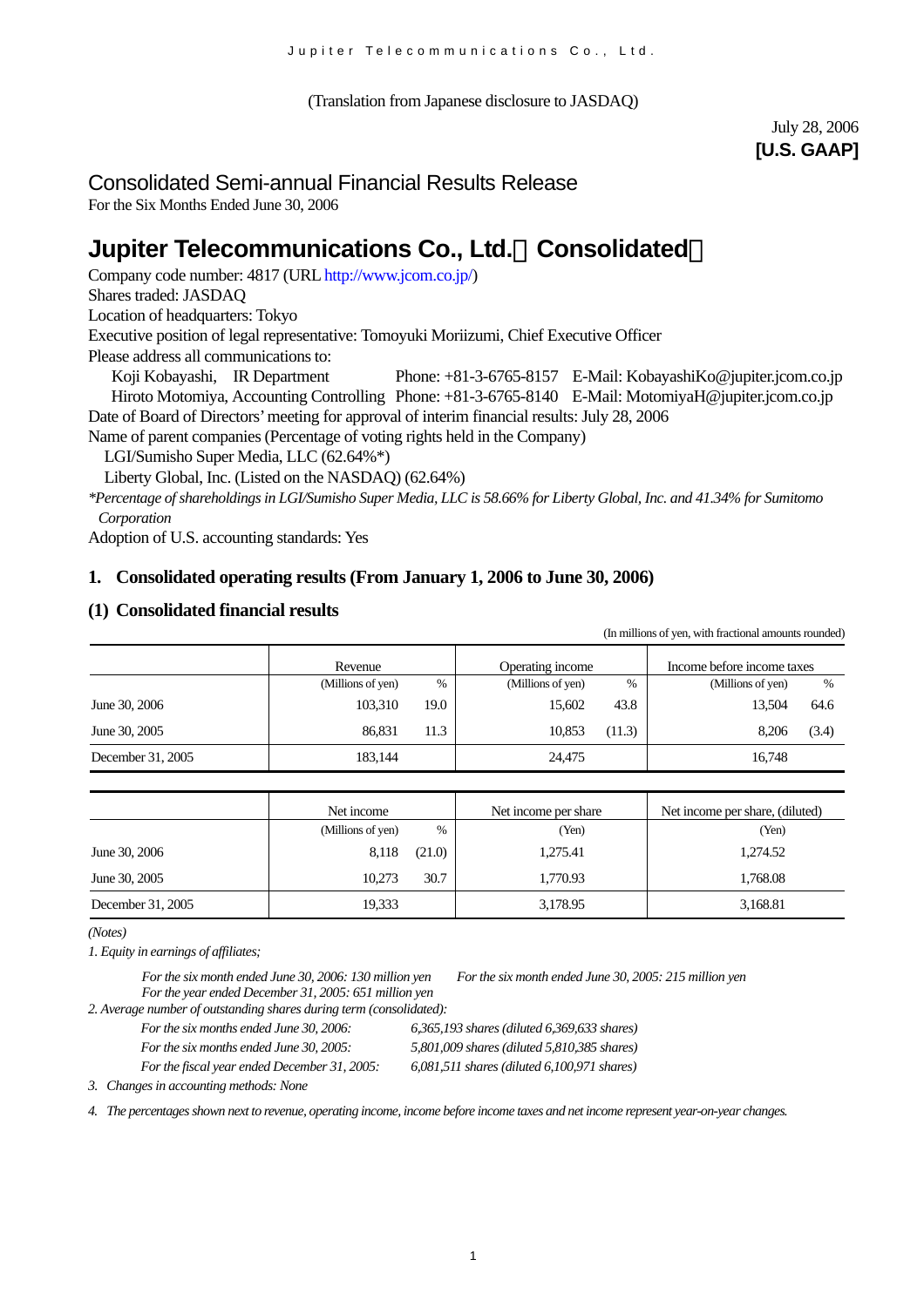(Translation from Japanese disclosure to JASDAQ)

July 28, 2006
**[U.S. GAAP]**

## Consolidated Semi-annual Financial Results Release

For the Six Months Ended June 30, 2006

# Jupiter Telecommunications Co., Ltd.（Consolidated）

Company code number: 4817 (URL http://www.jcom.co.jp/)
Shares traded: JASDAQ
Location of headquarters: Tokyo
Executive position of legal representative: Tomoyuki Moriizumi, Chief Executive Officer
Please address all communications to:

Koji Kobayashi, IR Department Phone: +81-3-6765-8157 E-Mail: KobayashiKo@jupiter.jcom.co.jp
Hiroto Motomiya, Accounting Controlling Phone: +81-3-6765-8140 E-Mail: MotomiyaH@jupiter.jcom.co.jp

Date of Board of Directors' meeting for approval of interim financial results: July 28, 2006
Name of parent companies (Percentage of voting rights held in the Company)

LGI/Sumisho Super Media, LLC (62.64%*)
Liberty Global, Inc. (Listed on the NASDAQ) (62.64%)

*\*Percentage of shareholdings in LGI/Sumisho Super Media, LLC is 58.66% for Liberty Global, Inc. and 41.34% for Sumitomo Corporation*

Adoption of U.S. accounting standards: Yes

### 1. Consolidated operating results (From January 1, 2006 to June 30, 2006)

### (1) Consolidated financial results

(In millions of yen, with fractional amounts rounded)

| | Revenue | | Operating income | | Income before income taxes | |
|---|---|---|---|---|---|---|
| | (Millions of yen) | % | (Millions of yen) | % | (Millions of yen) | % |
| June 30, 2006 | 103,310 | 19.0 | 15,602 | 43.8 | 13,504 | 64.6 |
| June 30, 2005 | 86,831 | 11.3 | 10,853 | (11.3) | 8,206 | (3.4) |
| December 31, 2005 | 183,144 | | 24,475 | | 16,748 | |

| | Net income | | Net income per share | Net income per share, (diluted) |
|---|---|---|---|---|
| | (Millions of yen) | % | (Yen) | (Yen) |
| June 30, 2006 | 8,118 | (21.0) | 1,275.41 | 1,274.52 |
| June 30, 2005 | 10,273 | 30.7 | 1,770.93 | 1,768.08 |
| December 31, 2005 | 19,333 | | 3,178.95 | 3,168.81 |

*(Notes)*

*1. Equity in earnings of affiliates;*

*For the six month ended June 30, 2006: 130 million yen For the six month ended June 30, 2005: 215 million yen*
*For the year ended December 31, 2005: 651 million yen*

*2. Average number of outstanding shares during term (consolidated):*

*For the six months ended June 30, 2006: 6,365,193 shares (diluted 6,369,633 shares)*
*For the six months ended June 30, 2005: 5,801,009 shares (diluted 5,810,385 shares)*
*For the fiscal year ended December 31, 2005: 6,081,511 shares (diluted 6,100,971 shares)*

*3. Changes in accounting methods: None*

*4. The percentages shown next to revenue, operating income, income before income taxes and net income represent year-on-year changes.*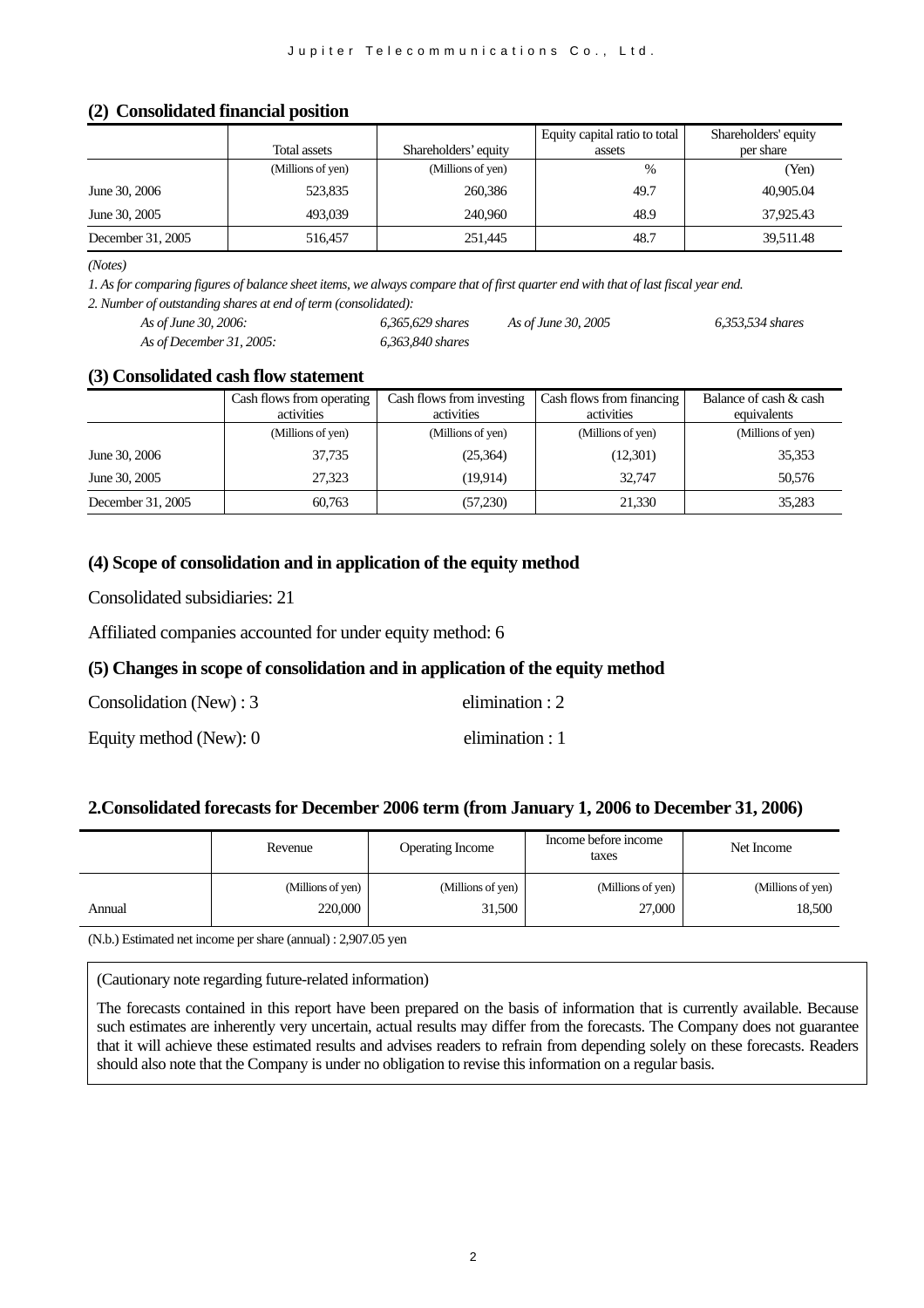## (2) Consolidated financial position

| | Total assets | Shareholders' equity | Equity capital ratio to total assets | Shareholders' equity per share |
|---|---|---|---|---|
| | (Millions of yen) | (Millions of yen) | % | (Yen) |
| June 30, 2006 | 523,835 | 260,386 | 49.7 | 40,905.04 |
| June 30, 2005 | 493,039 | 240,960 | 48.9 | 37,925.43 |
| December 31, 2005 | 516,457 | 251,445 | 48.7 | 39,511.48 |

*(Notes)*

*1. As for comparing figures of balance sheet items, we always compare that of first quarter end with that of last fiscal year end.*

*2. Number of outstanding shares at end of term (consolidated):*

| | | | |
|---|---|---|---|
| *As of June 30, 2006:* | *6,365,629 shares* | *As of June 30, 2005* | *6,353,534 shares* |
| *As of December 31, 2005:* | *6,363,840 shares* | | |

## (3) Consolidated cash flow statement

| | Cash flows from operating activities | Cash flows from investing activities | Cash flows from financing activities | Balance of cash & cash equivalents |
|---|---|---|---|---|
| | (Millions of yen) | (Millions of yen) | (Millions of yen) | (Millions of yen) |
| June 30, 2006 | 37,735 | (25,364) | (12,301) | 35,353 |
| June 30, 2005 | 27,323 | (19,914) | 32,747 | 50,576 |
| December 31, 2005 | 60,763 | (57,230) | 21,330 | 35,283 |

## (4) Scope of consolidation and in application of the equity method

Consolidated subsidiaries: 21

Affiliated companies accounted for under equity method: 6

## (5) Changes in scope of consolidation and in application of the equity method

Consolidation (New) : 3 elimination : 2

Equity method (New): 0 elimination : 1

## 2.Consolidated forecasts for December 2006 term (from January 1, 2006 to December 31, 2006)

| | Revenue | Operating Income | Income before income taxes | Net Income |
|---|---|---|---|---|
| | (Millions of yen) | (Millions of yen) | (Millions of yen) | (Millions of yen) |
| Annual | 220,000 | 31,500 | 27,000 | 18,500 |

(N.b.) Estimated net income per share (annual) : 2,907.05 yen

(Cautionary note regarding future-related information)

The forecasts contained in this report have been prepared on the basis of information that is currently available. Because such estimates are inherently very uncertain, actual results may differ from the forecasts. The Company does not guarantee that it will achieve these estimated results and advises readers to refrain from depending solely on these forecasts. Readers should also note that the Company is under no obligation to revise this information on a regular basis.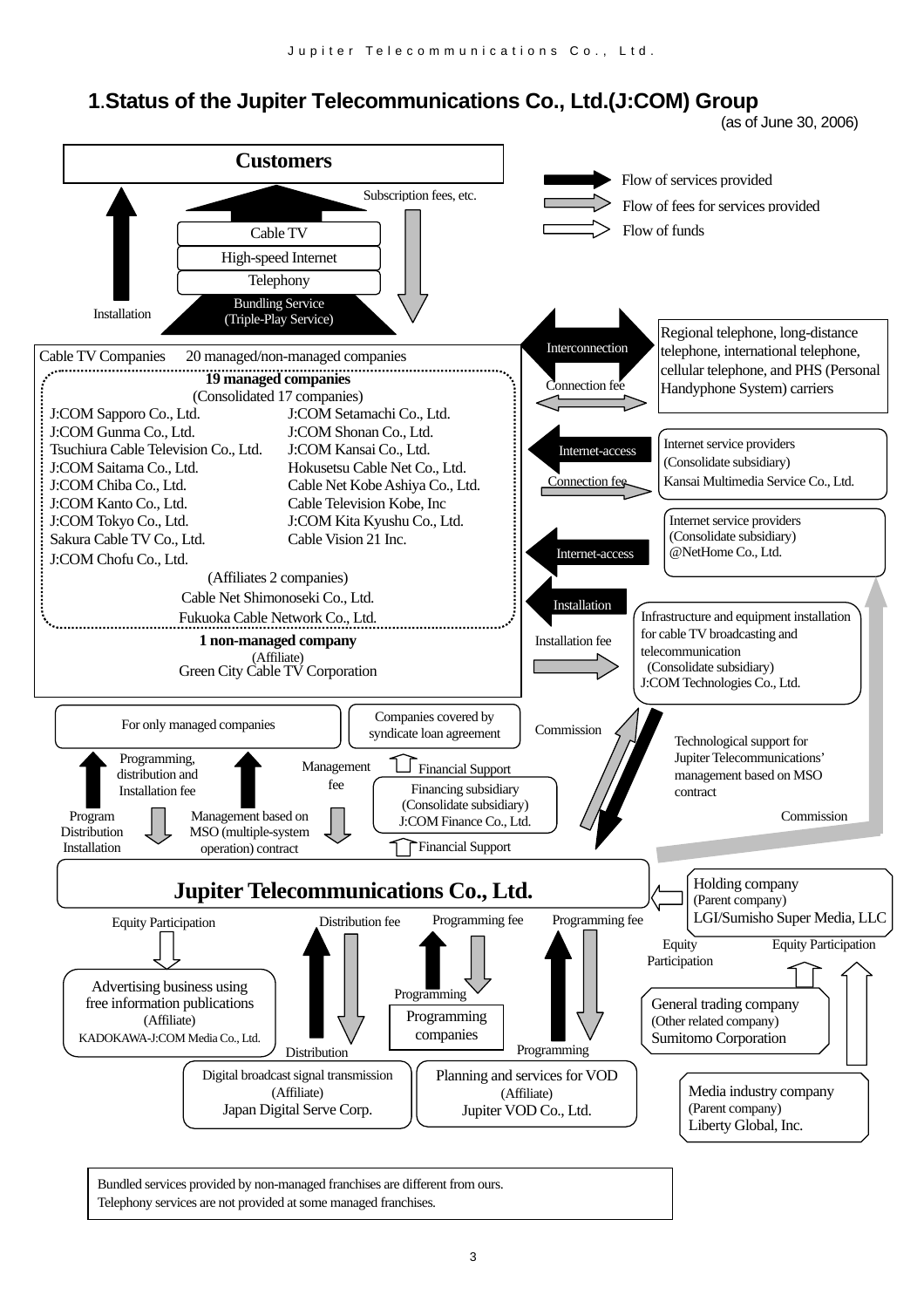## 1.Status of the Jupiter Telecommunications Co., Ltd.(J:COM) Group

(as of June 30, 2006)

**Customers**

Flow of services provided

Flow of fees for services provided

Flow of funds

Subscription fees, etc.

- Cable TV
- High-speed Internet
- Telephony
- Bundling Service (Triple-Play Service)

Installation

**Cable TV Companies** 20 managed/non-managed companies

**19 managed companies**
(Consolidated 17 companies)

- J:COM Sapporo Co., Ltd.
- J:COM Gunma Co., Ltd.
- Tsuchiura Cable Television Co., Ltd.
- J:COM Saitama Co., Ltd.
- J:COM Chiba Co., Ltd.
- J:COM Kanto Co., Ltd.
- J:COM Tokyo Co., Ltd.
- Sakura Cable TV Co., Ltd.
- J:COM Chofu Co., Ltd.
- J:COM Setamachi Co., Ltd.
- J:COM Shonan Co., Ltd.
- J:COM Kansai Co., Ltd.
- Hokusetsu Cable Net Co., Ltd.
- Cable Net Kobe Ashiya Co., Ltd.
- Cable Television Kobe, Inc
- J:COM Kita Kyushu Co., Ltd.
- Cable Vision 21 Inc.

(Affiliates 2 companies)

- Cable Net Shimonoseki Co., Ltd.
- Fukuoka Cable Network Co., Ltd.

**1 non-managed company**
(Affiliate)
Green City Cable TV Corporation

Interconnection — Connection fee — Regional telephone, long-distance telephone, international telephone, cellular telephone, and PHS (Personal Handyphone System) carriers

Internet-access — Connection fee — Internet service providers (Consolidate subsidiary) Kansai Multimedia Service Co., Ltd.

Internet-access — Internet service providers (Consolidate subsidiary) @NetHome Co., Ltd.

Installation — Installation fee — Infrastructure and equipment installation for cable TV broadcasting and telecommunication (Consolidate subsidiary) J:COM Technologies Co., Ltd.

For only managed companies

Companies covered by syndicate loan agreement

Commission

Technological support for Jupiter Telecommunications' management based on MSO contract

Commission

Programming, distribution and Installation fee

Management fee

Financial Support

Financing subsidiary (Consolidate subsidiary) J:COM Finance Co., Ltd.

Financial Support

Program Distribution Installation

Management based on MSO (multiple-system operation) contract

**Jupiter Telecommunications Co., Ltd.**

Holding company (Parent company) LGI/Sumisho Super Media, LLC

Equity Participation

Equity Participation

General trading company (Other related company) Sumitomo Corporation

Media industry company (Parent company) Liberty Global, Inc.

Equity Participation — Advertising business using free information publications (Affiliate) KADOKAWA-J:COM Media Co., Ltd.

Distribution fee — Distribution — Digital broadcast signal transmission (Affiliate) Japan Digital Serve Corp.

Programming fee — Programming — Programming companies

Programming fee — Programming — Planning and services for VOD (Affiliate) Jupiter VOD Co., Ltd.

Bundled services provided by non-managed franchises are different from ours.
Telephony services are not provided at some managed franchises.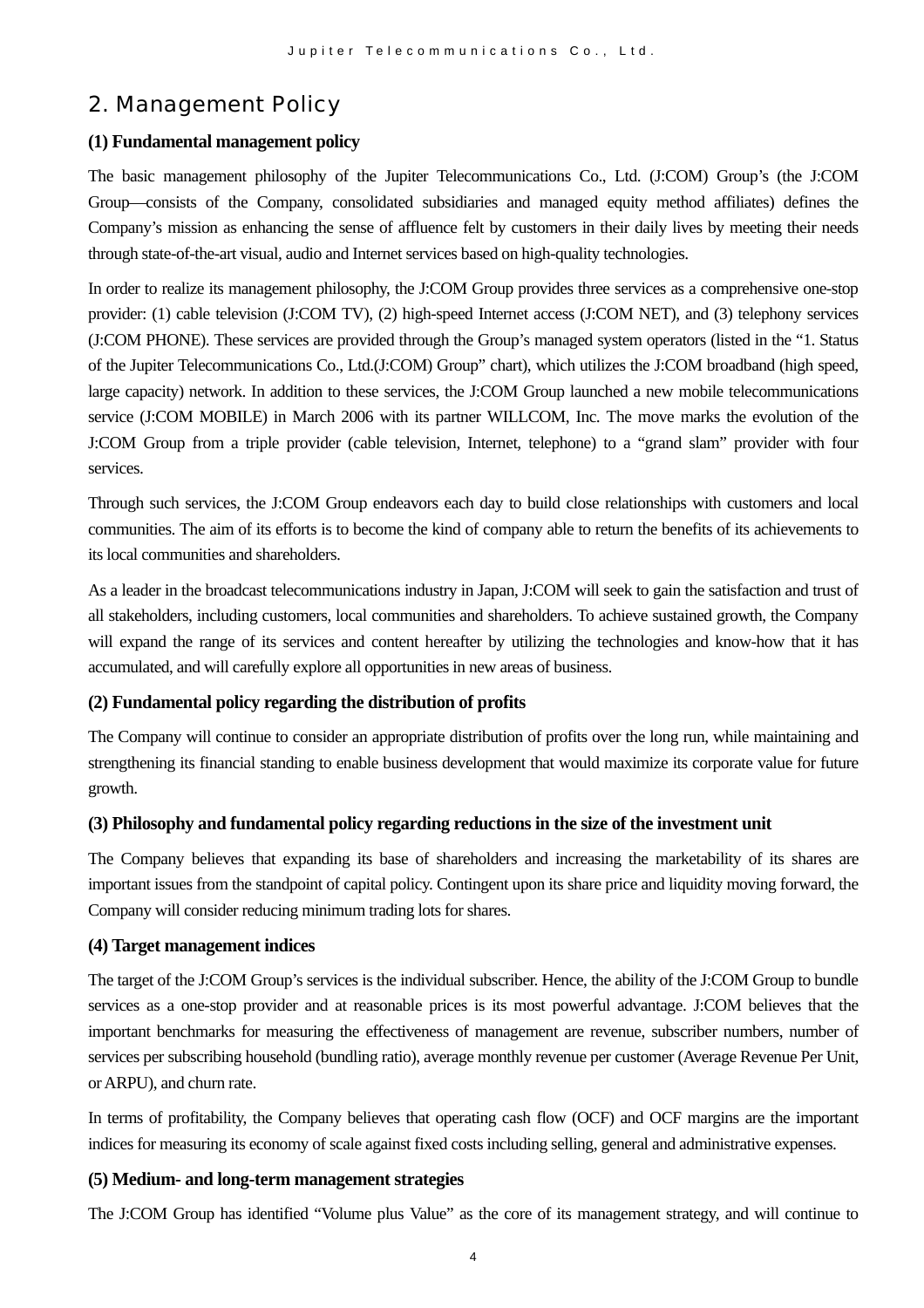## 2. Management Policy

### (1) Fundamental management policy

The basic management philosophy of the Jupiter Telecommunications Co., Ltd. (J:COM) Group's (the J:COM Group—consists of the Company, consolidated subsidiaries and managed equity method affiliates) defines the Company's mission as enhancing the sense of affluence felt by customers in their daily lives by meeting their needs through state-of-the-art visual, audio and Internet services based on high-quality technologies.

In order to realize its management philosophy, the J:COM Group provides three services as a comprehensive one-stop provider: (1) cable television (J:COM TV), (2) high-speed Internet access (J:COM NET), and (3) telephony services (J:COM PHONE). These services are provided through the Group's managed system operators (listed in the "1. Status of the Jupiter Telecommunications Co., Ltd.(J:COM) Group" chart), which utilizes the J:COM broadband (high speed, large capacity) network. In addition to these services, the J:COM Group launched a new mobile telecommunications service (J:COM MOBILE) in March 2006 with its partner WILLCOM, Inc. The move marks the evolution of the J:COM Group from a triple provider (cable television, Internet, telephone) to a "grand slam" provider with four services.

Through such services, the J:COM Group endeavors each day to build close relationships with customers and local communities. The aim of its efforts is to become the kind of company able to return the benefits of its achievements to its local communities and shareholders.

As a leader in the broadcast telecommunications industry in Japan, J:COM will seek to gain the satisfaction and trust of all stakeholders, including customers, local communities and shareholders. To achieve sustained growth, the Company will expand the range of its services and content hereafter by utilizing the technologies and know-how that it has accumulated, and will carefully explore all opportunities in new areas of business.

### (2) Fundamental policy regarding the distribution of profits

The Company will continue to consider an appropriate distribution of profits over the long run, while maintaining and strengthening its financial standing to enable business development that would maximize its corporate value for future growth.

### (3) Philosophy and fundamental policy regarding reductions in the size of the investment unit

The Company believes that expanding its base of shareholders and increasing the marketability of its shares are important issues from the standpoint of capital policy. Contingent upon its share price and liquidity moving forward, the Company will consider reducing minimum trading lots for shares.

### (4) Target management indices

The target of the J:COM Group's services is the individual subscriber. Hence, the ability of the J:COM Group to bundle services as a one-stop provider and at reasonable prices is its most powerful advantage. J:COM believes that the important benchmarks for measuring the effectiveness of management are revenue, subscriber numbers, number of services per subscribing household (bundling ratio), average monthly revenue per customer (Average Revenue Per Unit, or ARPU), and churn rate.

In terms of profitability, the Company believes that operating cash flow (OCF) and OCF margins are the important indices for measuring its economy of scale against fixed costs including selling, general and administrative expenses.

### (5) Medium- and long-term management strategies

The J:COM Group has identified "Volume plus Value" as the core of its management strategy, and will continue to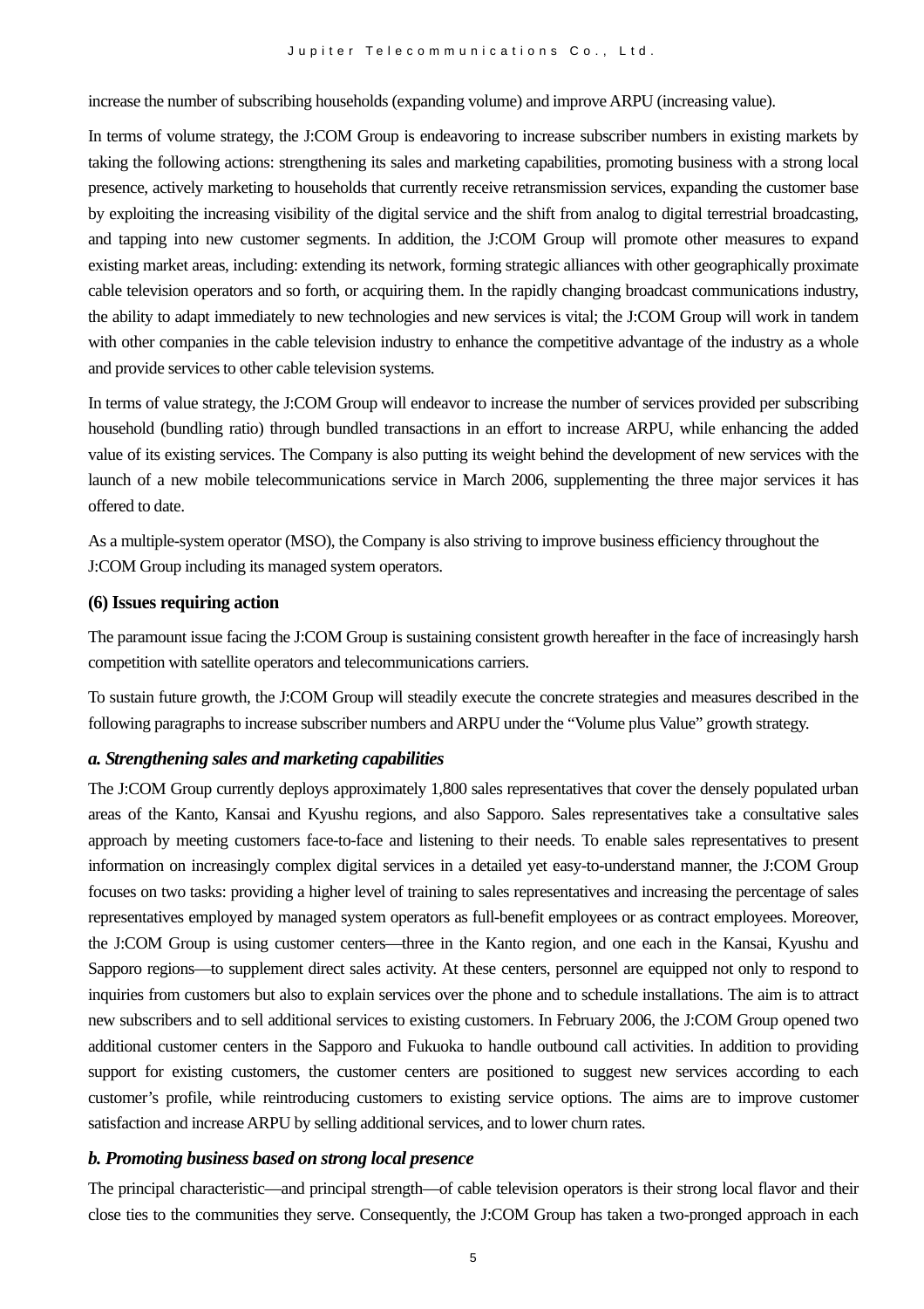increase the number of subscribing households (expanding volume) and improve ARPU (increasing value).

In terms of volume strategy, the J:COM Group is endeavoring to increase subscriber numbers in existing markets by taking the following actions: strengthening its sales and marketing capabilities, promoting business with a strong local presence, actively marketing to households that currently receive retransmission services, expanding the customer base by exploiting the increasing visibility of the digital service and the shift from analog to digital terrestrial broadcasting, and tapping into new customer segments. In addition, the J:COM Group will promote other measures to expand existing market areas, including: extending its network, forming strategic alliances with other geographically proximate cable television operators and so forth, or acquiring them. In the rapidly changing broadcast communications industry, the ability to adapt immediately to new technologies and new services is vital; the J:COM Group will work in tandem with other companies in the cable television industry to enhance the competitive advantage of the industry as a whole and provide services to other cable television systems.

In terms of value strategy, the J:COM Group will endeavor to increase the number of services provided per subscribing household (bundling ratio) through bundled transactions in an effort to increase ARPU, while enhancing the added value of its existing services. The Company is also putting its weight behind the development of new services with the launch of a new mobile telecommunications service in March 2006, supplementing the three major services it has offered to date.

As a multiple-system operator (MSO), the Company is also striving to improve business efficiency throughout the J:COM Group including its managed system operators.

### (6) Issues requiring action

The paramount issue facing the J:COM Group is sustaining consistent growth hereafter in the face of increasingly harsh competition with satellite operators and telecommunications carriers.

To sustain future growth, the J:COM Group will steadily execute the concrete strategies and measures described in the following paragraphs to increase subscriber numbers and ARPU under the "Volume plus Value" growth strategy.

#### *a. Strengthening sales and marketing capabilities*

The J:COM Group currently deploys approximately 1,800 sales representatives that cover the densely populated urban areas of the Kanto, Kansai and Kyushu regions, and also Sapporo. Sales representatives take a consultative sales approach by meeting customers face-to-face and listening to their needs. To enable sales representatives to present information on increasingly complex digital services in a detailed yet easy-to-understand manner, the J:COM Group focuses on two tasks: providing a higher level of training to sales representatives and increasing the percentage of sales representatives employed by managed system operators as full-benefit employees or as contract employees. Moreover, the J:COM Group is using customer centers—three in the Kanto region, and one each in the Kansai, Kyushu and Sapporo regions—to supplement direct sales activity. At these centers, personnel are equipped not only to respond to inquiries from customers but also to explain services over the phone and to schedule installations. The aim is to attract new subscribers and to sell additional services to existing customers. In February 2006, the J:COM Group opened two additional customer centers in the Sapporo and Fukuoka to handle outbound call activities. In addition to providing support for existing customers, the customer centers are positioned to suggest new services according to each customer's profile, while reintroducing customers to existing service options. The aims are to improve customer satisfaction and increase ARPU by selling additional services, and to lower churn rates.

#### *b. Promoting business based on strong local presence*

The principal characteristic—and principal strength—of cable television operators is their strong local flavor and their close ties to the communities they serve. Consequently, the J:COM Group has taken a two-pronged approach in each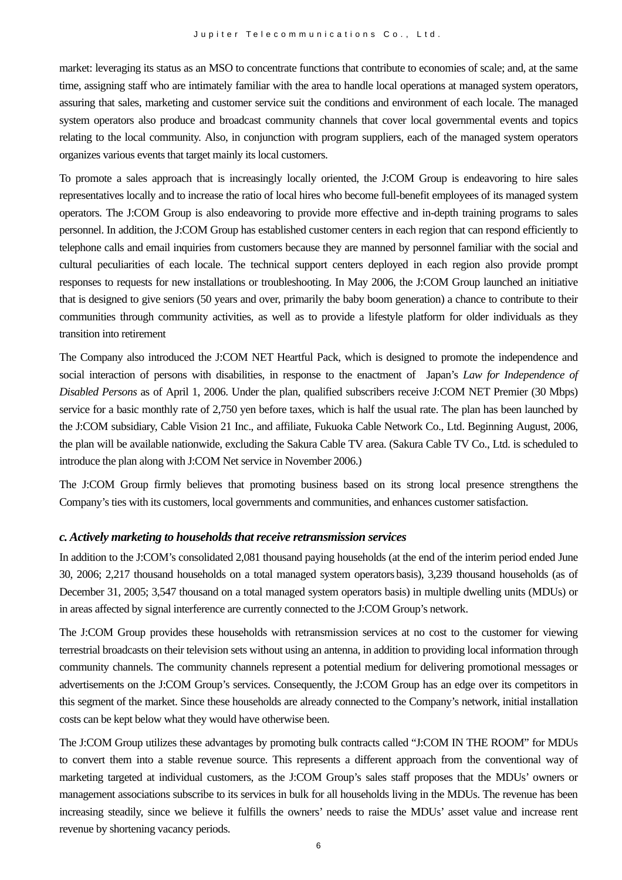market: leveraging its status as an MSO to concentrate functions that contribute to economies of scale; and, at the same time, assigning staff who are intimately familiar with the area to handle local operations at managed system operators, assuring that sales, marketing and customer service suit the conditions and environment of each locale. The managed system operators also produce and broadcast community channels that cover local governmental events and topics relating to the local community. Also, in conjunction with program suppliers, each of the managed system operators organizes various events that target mainly its local customers.

To promote a sales approach that is increasingly locally oriented, the J:COM Group is endeavoring to hire sales representatives locally and to increase the ratio of local hires who become full-benefit employees of its managed system operators. The J:COM Group is also endeavoring to provide more effective and in-depth training programs to sales personnel. In addition, the J:COM Group has established customer centers in each region that can respond efficiently to telephone calls and email inquiries from customers because they are manned by personnel familiar with the social and cultural peculiarities of each locale. The technical support centers deployed in each region also provide prompt responses to requests for new installations or troubleshooting. In May 2006, the J:COM Group launched an initiative that is designed to give seniors (50 years and over, primarily the baby boom generation) a chance to contribute to their communities through community activities, as well as to provide a lifestyle platform for older individuals as they transition into retirement

The Company also introduced the J:COM NET Heartful Pack, which is designed to promote the independence and social interaction of persons with disabilities, in response to the enactment of Japan's *Law for Independence of Disabled Persons* as of April 1, 2006. Under the plan, qualified subscribers receive J:COM NET Premier (30 Mbps) service for a basic monthly rate of 2,750 yen before taxes, which is half the usual rate. The plan has been launched by the J:COM subsidiary, Cable Vision 21 Inc., and affiliate, Fukuoka Cable Network Co., Ltd. Beginning August, 2006, the plan will be available nationwide, excluding the Sakura Cable TV area. (Sakura Cable TV Co., Ltd. is scheduled to introduce the plan along with J:COM Net service in November 2006.)

The J:COM Group firmly believes that promoting business based on its strong local presence strengthens the Company's ties with its customers, local governments and communities, and enhances customer satisfaction.

### *c. Actively marketing to households that receive retransmission services*

In addition to the J:COM's consolidated 2,081 thousand paying households (at the end of the interim period ended June 30, 2006; 2,217 thousand households on a total managed system operators basis), 3,239 thousand households (as of December 31, 2005; 3,547 thousand on a total managed system operators basis) in multiple dwelling units (MDUs) or in areas affected by signal interference are currently connected to the J:COM Group's network.

The J:COM Group provides these households with retransmission services at no cost to the customer for viewing terrestrial broadcasts on their television sets without using an antenna, in addition to providing local information through community channels. The community channels represent a potential medium for delivering promotional messages or advertisements on the J:COM Group's services. Consequently, the J:COM Group has an edge over its competitors in this segment of the market. Since these households are already connected to the Company's network, initial installation costs can be kept below what they would have otherwise been.

The J:COM Group utilizes these advantages by promoting bulk contracts called "J:COM IN THE ROOM" for MDUs to convert them into a stable revenue source. This represents a different approach from the conventional way of marketing targeted at individual customers, as the J:COM Group's sales staff proposes that the MDUs' owners or management associations subscribe to its services in bulk for all households living in the MDUs. The revenue has been increasing steadily, since we believe it fulfills the owners' needs to raise the MDUs' asset value and increase rent revenue by shortening vacancy periods.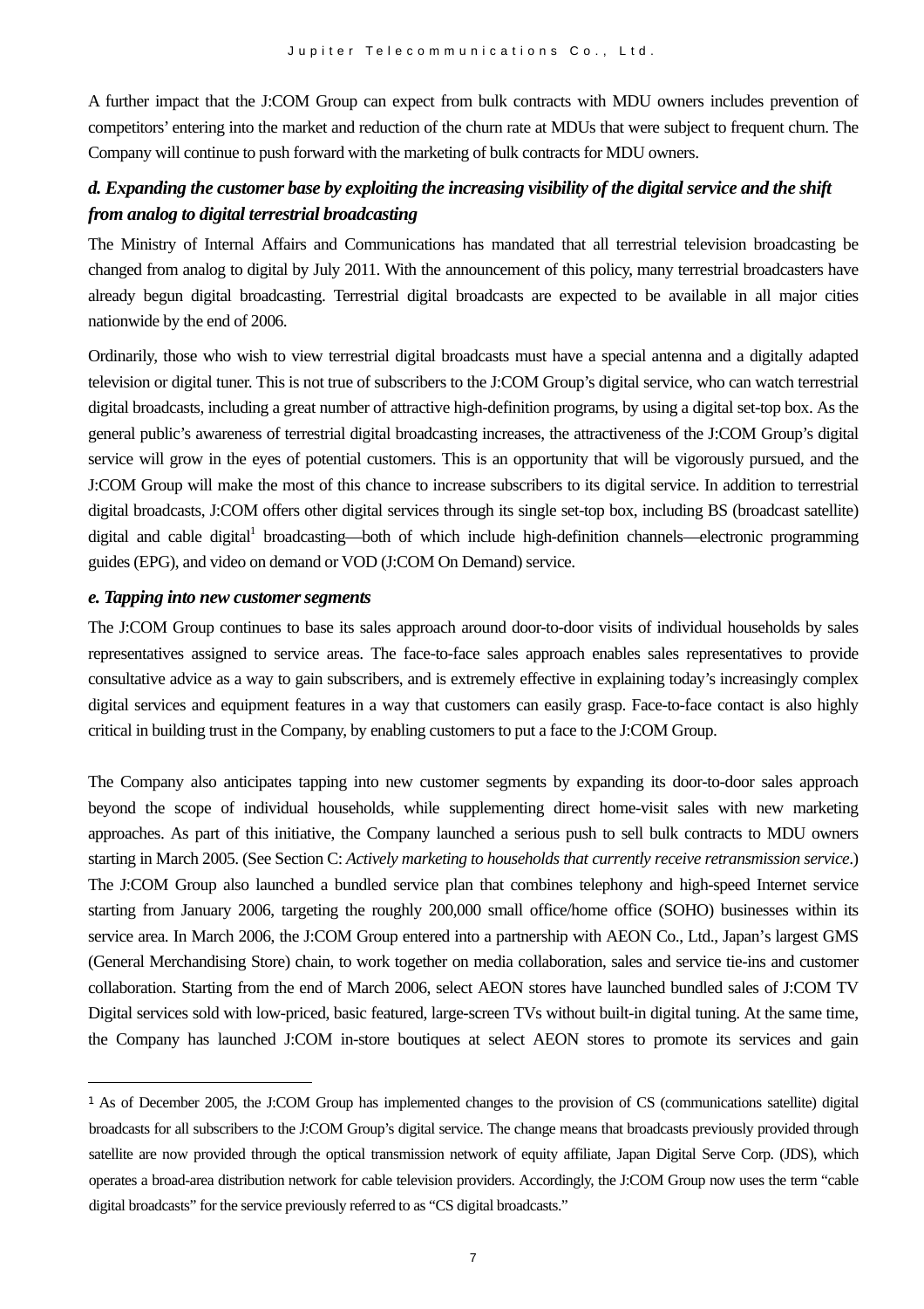A further impact that the J:COM Group can expect from bulk contracts with MDU owners includes prevention of competitors' entering into the market and reduction of the churn rate at MDUs that were subject to frequent churn. The Company will continue to push forward with the marketing of bulk contracts for MDU owners.

### *d. Expanding the customer base by exploiting the increasing visibility of the digital service and the shift from analog to digital terrestrial broadcasting*

The Ministry of Internal Affairs and Communications has mandated that all terrestrial television broadcasting be changed from analog to digital by July 2011. With the announcement of this policy, many terrestrial broadcasters have already begun digital broadcasting. Terrestrial digital broadcasts are expected to be available in all major cities nationwide by the end of 2006.

Ordinarily, those who wish to view terrestrial digital broadcasts must have a special antenna and a digitally adapted television or digital tuner. This is not true of subscribers to the J:COM Group's digital service, who can watch terrestrial digital broadcasts, including a great number of attractive high-definition programs, by using a digital set-top box. As the general public's awareness of terrestrial digital broadcasting increases, the attractiveness of the J:COM Group's digital service will grow in the eyes of potential customers. This is an opportunity that will be vigorously pursued, and the J:COM Group will make the most of this chance to increase subscribers to its digital service. In addition to terrestrial digital broadcasts, J:COM offers other digital services through its single set-top box, including BS (broadcast satellite) digital and cable digital[1] broadcasting—both of which include high-definition channels—electronic programming guides (EPG), and video on demand or VOD (J:COM On Demand) service.

### *e. Tapping into new customer segments*

The J:COM Group continues to base its sales approach around door-to-door visits of individual households by sales representatives assigned to service areas. The face-to-face sales approach enables sales representatives to provide consultative advice as a way to gain subscribers, and is extremely effective in explaining today's increasingly complex digital services and equipment features in a way that customers can easily grasp. Face-to-face contact is also highly critical in building trust in the Company, by enabling customers to put a face to the J:COM Group.

The Company also anticipates tapping into new customer segments by expanding its door-to-door sales approach beyond the scope of individual households, while supplementing direct home-visit sales with new marketing approaches. As part of this initiative, the Company launched a serious push to sell bulk contracts to MDU owners starting in March 2005. (See Section C: *Actively marketing to households that currently receive retransmission service*.) The J:COM Group also launched a bundled service plan that combines telephony and high-speed Internet service starting from January 2006, targeting the roughly 200,000 small office/home office (SOHO) businesses within its service area. In March 2006, the J:COM Group entered into a partnership with AEON Co., Ltd., Japan's largest GMS (General Merchandising Store) chain, to work together on media collaboration, sales and service tie-ins and customer collaboration. Starting from the end of March 2006, select AEON stores have launched bundled sales of J:COM TV Digital services sold with low-priced, basic featured, large-screen TVs without built-in digital tuning. At the same time, the Company has launched J:COM in-store boutiques at select AEON stores to promote its services and gain

---

[1] As of December 2005, the J:COM Group has implemented changes to the provision of CS (communications satellite) digital broadcasts for all subscribers to the J:COM Group's digital service. The change means that broadcasts previously provided through satellite are now provided through the optical transmission network of equity affiliate, Japan Digital Serve Corp. (JDS), which operates a broad-area distribution network for cable television providers. Accordingly, the J:COM Group now uses the term "cable digital broadcasts" for the service previously referred to as "CS digital broadcasts."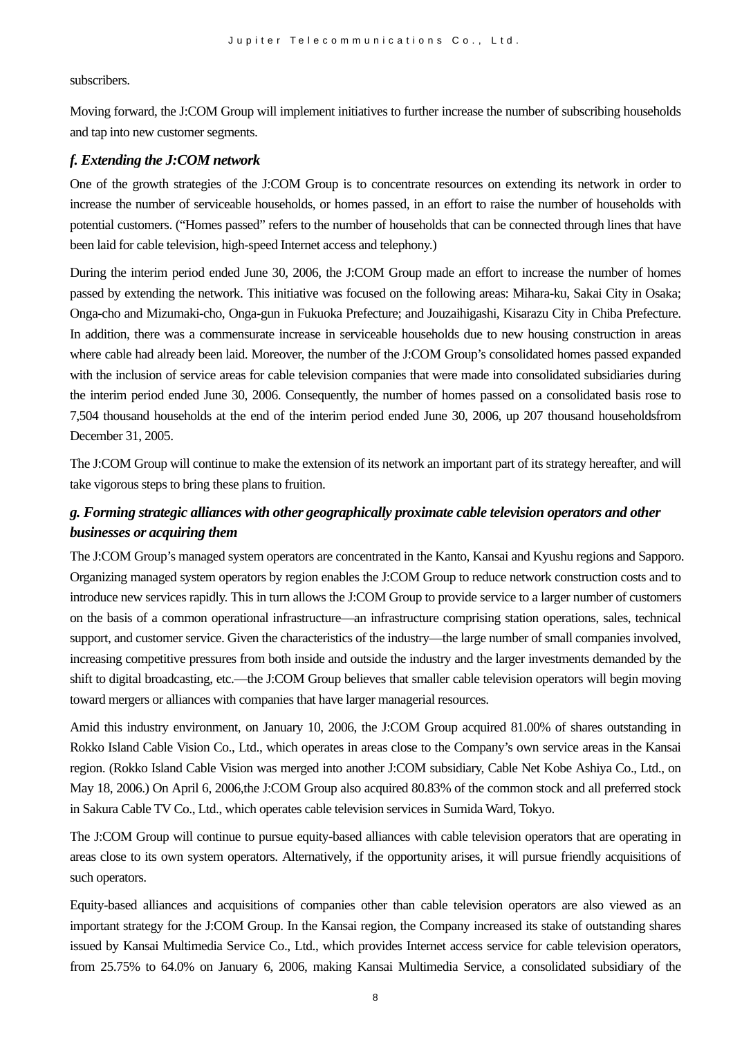subscribers.

Moving forward, the J:COM Group will implement initiatives to further increase the number of subscribing households and tap into new customer segments.

### *f. Extending the J:COM network*

One of the growth strategies of the J:COM Group is to concentrate resources on extending its network in order to increase the number of serviceable households, or homes passed, in an effort to raise the number of households with potential customers. ("Homes passed" refers to the number of households that can be connected through lines that have been laid for cable television, high-speed Internet access and telephony.)

During the interim period ended June 30, 2006, the J:COM Group made an effort to increase the number of homes passed by extending the network. This initiative was focused on the following areas: Mihara-ku, Sakai City in Osaka; Onga-cho and Mizumaki-cho, Onga-gun in Fukuoka Prefecture; and Jouzaihigashi, Kisarazu City in Chiba Prefecture. In addition, there was a commensurate increase in serviceable households due to new housing construction in areas where cable had already been laid. Moreover, the number of the J:COM Group's consolidated homes passed expanded with the inclusion of service areas for cable television companies that were made into consolidated subsidiaries during the interim period ended June 30, 2006. Consequently, the number of homes passed on a consolidated basis rose to 7,504 thousand households at the end of the interim period ended June 30, 2006, up 207 thousand householdsfrom December 31, 2005.

The J:COM Group will continue to make the extension of its network an important part of its strategy hereafter, and will take vigorous steps to bring these plans to fruition.

### *g. Forming strategic alliances with other geographically proximate cable television operators and other businesses or acquiring them*

The J:COM Group's managed system operators are concentrated in the Kanto, Kansai and Kyushu regions and Sapporo. Organizing managed system operators by region enables the J:COM Group to reduce network construction costs and to introduce new services rapidly. This in turn allows the J:COM Group to provide service to a larger number of customers on the basis of a common operational infrastructure—an infrastructure comprising station operations, sales, technical support, and customer service. Given the characteristics of the industry—the large number of small companies involved, increasing competitive pressures from both inside and outside the industry and the larger investments demanded by the shift to digital broadcasting, etc.—the J:COM Group believes that smaller cable television operators will begin moving toward mergers or alliances with companies that have larger managerial resources.

Amid this industry environment, on January 10, 2006, the J:COM Group acquired 81.00% of shares outstanding in Rokko Island Cable Vision Co., Ltd., which operates in areas close to the Company's own service areas in the Kansai region. (Rokko Island Cable Vision was merged into another J:COM subsidiary, Cable Net Kobe Ashiya Co., Ltd., on May 18, 2006.) On April 6, 2006,the J:COM Group also acquired 80.83% of the common stock and all preferred stock in Sakura Cable TV Co., Ltd., which operates cable television services in Sumida Ward, Tokyo.

The J:COM Group will continue to pursue equity-based alliances with cable television operators that are operating in areas close to its own system operators. Alternatively, if the opportunity arises, it will pursue friendly acquisitions of such operators.

Equity-based alliances and acquisitions of companies other than cable television operators are also viewed as an important strategy for the J:COM Group. In the Kansai region, the Company increased its stake of outstanding shares issued by Kansai Multimedia Service Co., Ltd., which provides Internet access service for cable television operators, from 25.75% to 64.0% on January 6, 2006, making Kansai Multimedia Service, a consolidated subsidiary of the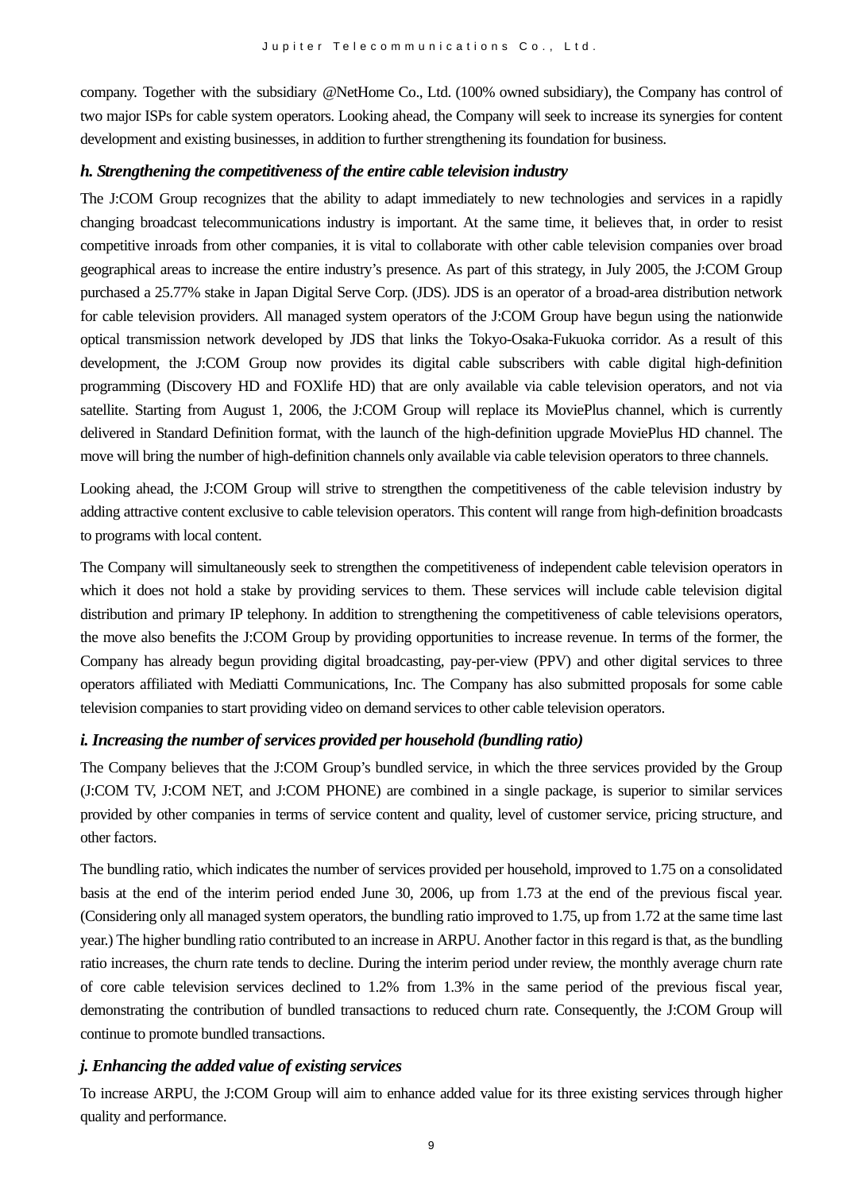company. Together with the subsidiary @NetHome Co., Ltd. (100% owned subsidiary), the Company has control of two major ISPs for cable system operators. Looking ahead, the Company will seek to increase its synergies for content development and existing businesses, in addition to further strengthening its foundation for business.

### *h. Strengthening the competitiveness of the entire cable television industry*

The J:COM Group recognizes that the ability to adapt immediately to new technologies and services in a rapidly changing broadcast telecommunications industry is important. At the same time, it believes that, in order to resist competitive inroads from other companies, it is vital to collaborate with other cable television companies over broad geographical areas to increase the entire industry's presence. As part of this strategy, in July 2005, the J:COM Group purchased a 25.77% stake in Japan Digital Serve Corp. (JDS). JDS is an operator of a broad-area distribution network for cable television providers. All managed system operators of the J:COM Group have begun using the nationwide optical transmission network developed by JDS that links the Tokyo-Osaka-Fukuoka corridor. As a result of this development, the J:COM Group now provides its digital cable subscribers with cable digital high-definition programming (Discovery HD and FOXlife HD) that are only available via cable television operators, and not via satellite. Starting from August 1, 2006, the J:COM Group will replace its MoviePlus channel, which is currently delivered in Standard Definition format, with the launch of the high-definition upgrade MoviePlus HD channel. The move will bring the number of high-definition channels only available via cable television operators to three channels.

Looking ahead, the J:COM Group will strive to strengthen the competitiveness of the cable television industry by adding attractive content exclusive to cable television operators. This content will range from high-definition broadcasts to programs with local content.

The Company will simultaneously seek to strengthen the competitiveness of independent cable television operators in which it does not hold a stake by providing services to them. These services will include cable television digital distribution and primary IP telephony. In addition to strengthening the competitiveness of cable televisions operators, the move also benefits the J:COM Group by providing opportunities to increase revenue. In terms of the former, the Company has already begun providing digital broadcasting, pay-per-view (PPV) and other digital services to three operators affiliated with Mediatti Communications, Inc. The Company has also submitted proposals for some cable television companies to start providing video on demand services to other cable television operators.

### *i. Increasing the number of services provided per household (bundling ratio)*

The Company believes that the J:COM Group's bundled service, in which the three services provided by the Group (J:COM TV, J:COM NET, and J:COM PHONE) are combined in a single package, is superior to similar services provided by other companies in terms of service content and quality, level of customer service, pricing structure, and other factors.

The bundling ratio, which indicates the number of services provided per household, improved to 1.75 on a consolidated basis at the end of the interim period ended June 30, 2006, up from 1.73 at the end of the previous fiscal year. (Considering only all managed system operators, the bundling ratio improved to 1.75, up from 1.72 at the same time last year.) The higher bundling ratio contributed to an increase in ARPU. Another factor in this regard is that, as the bundling ratio increases, the churn rate tends to decline. During the interim period under review, the monthly average churn rate of core cable television services declined to 1.2% from 1.3% in the same period of the previous fiscal year, demonstrating the contribution of bundled transactions to reduced churn rate. Consequently, the J:COM Group will continue to promote bundled transactions.

### *j. Enhancing the added value of existing services*

To increase ARPU, the J:COM Group will aim to enhance added value for its three existing services through higher quality and performance.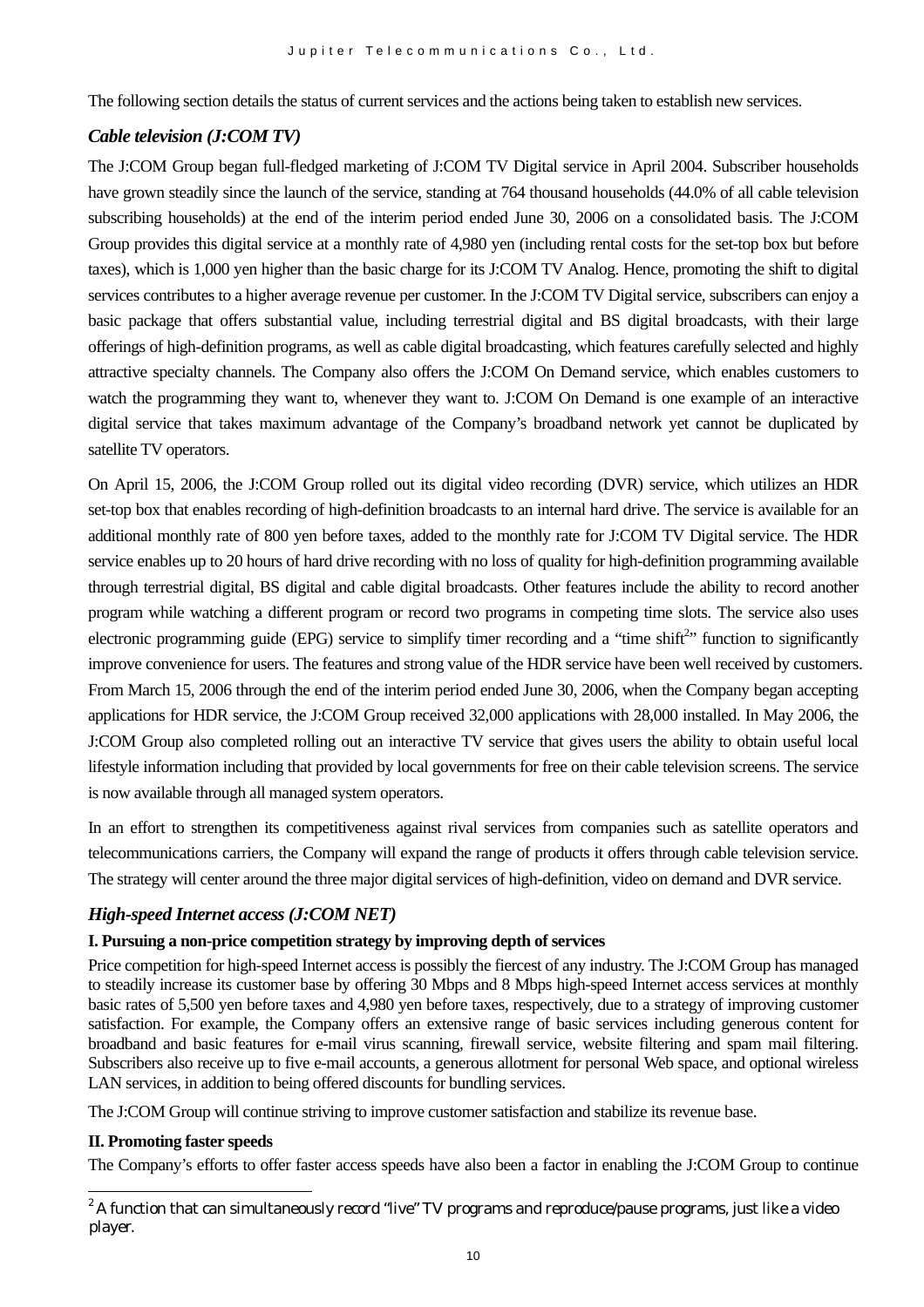The following section details the status of current services and the actions being taken to establish new services.

### *Cable television (J:COM TV)*

The J:COM Group began full-fledged marketing of J:COM TV Digital service in April 2004. Subscriber households have grown steadily since the launch of the service, standing at 764 thousand households (44.0% of all cable television subscribing households) at the end of the interim period ended June 30, 2006 on a consolidated basis. The J:COM Group provides this digital service at a monthly rate of 4,980 yen (including rental costs for the set-top box but before taxes), which is 1,000 yen higher than the basic charge for its J:COM TV Analog. Hence, promoting the shift to digital services contributes to a higher average revenue per customer. In the J:COM TV Digital service, subscribers can enjoy a basic package that offers substantial value, including terrestrial digital and BS digital broadcasts, with their large offerings of high-definition programs, as well as cable digital broadcasting, which features carefully selected and highly attractive specialty channels. The Company also offers the J:COM On Demand service, which enables customers to watch the programming they want to, whenever they want to. J:COM On Demand is one example of an interactive digital service that takes maximum advantage of the Company's broadband network yet cannot be duplicated by satellite TV operators.

On April 15, 2006, the J:COM Group rolled out its digital video recording (DVR) service, which utilizes an HDR set-top box that enables recording of high-definition broadcasts to an internal hard drive. The service is available for an additional monthly rate of 800 yen before taxes, added to the monthly rate for J:COM TV Digital service. The HDR service enables up to 20 hours of hard drive recording with no loss of quality for high-definition programming available through terrestrial digital, BS digital and cable digital broadcasts. Other features include the ability to record another program while watching a different program or record two programs in competing time slots. The service also uses electronic programming guide (EPG) service to simplify timer recording and a "time shift[2]" function to significantly improve convenience for users. The features and strong value of the HDR service have been well received by customers. From March 15, 2006 through the end of the interim period ended June 30, 2006, when the Company began accepting applications for HDR service, the J:COM Group received 32,000 applications with 28,000 installed. In May 2006, the J:COM Group also completed rolling out an interactive TV service that gives users the ability to obtain useful local lifestyle information including that provided by local governments for free on their cable television screens. The service is now available through all managed system operators.

In an effort to strengthen its competitiveness against rival services from companies such as satellite operators and telecommunications carriers, the Company will expand the range of products it offers through cable television service. The strategy will center around the three major digital services of high-definition, video on demand and DVR service.

### *High-speed Internet access (J:COM NET)*

**I. Pursuing a non-price competition strategy by improving depth of services**

Price competition for high-speed Internet access is possibly the fiercest of any industry. The J:COM Group has managed to steadily increase its customer base by offering 30 Mbps and 8 Mbps high-speed Internet access services at monthly basic rates of 5,500 yen before taxes and 4,980 yen before taxes, respectively, due to a strategy of improving customer satisfaction. For example, the Company offers an extensive range of basic services including generous content for broadband and basic features for e-mail virus scanning, firewall service, website filtering and spam mail filtering. Subscribers also receive up to five e-mail accounts, a generous allotment for personal Web space, and optional wireless LAN services, in addition to being offered discounts for bundling services.

The J:COM Group will continue striving to improve customer satisfaction and stabilize its revenue base.

**II. Promoting faster speeds**

The Company's efforts to offer faster access speeds have also been a factor in enabling the J:COM Group to continue

[2] A function that can simultaneously record "live" TV programs and reproduce/pause programs, just like a video player.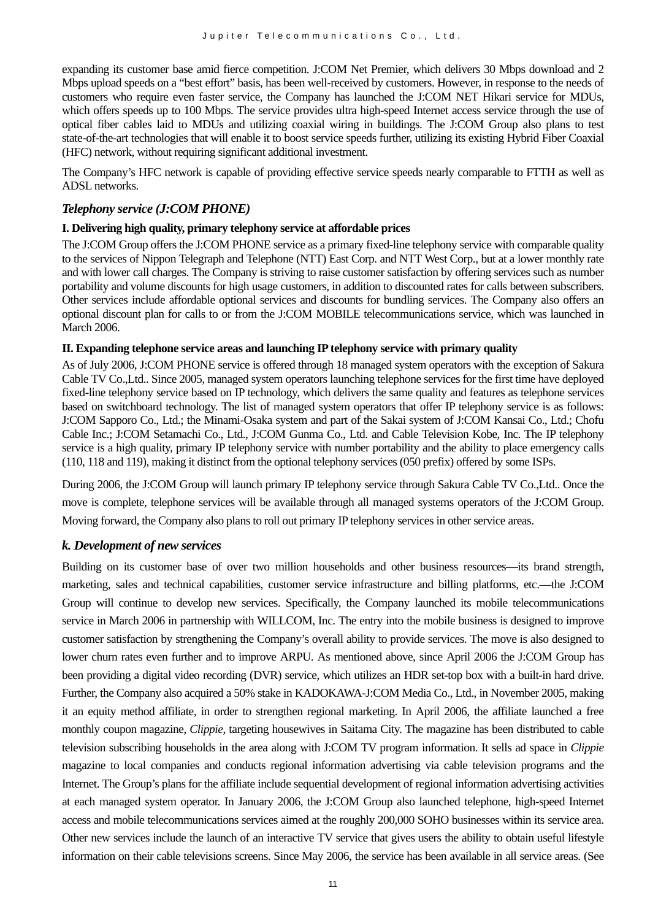expanding its customer base amid fierce competition. J:COM Net Premier, which delivers 30 Mbps download and 2 Mbps upload speeds on a "best effort" basis, has been well-received by customers. However, in response to the needs of customers who require even faster service, the Company has launched the J:COM NET Hikari service for MDUs, which offers speeds up to 100 Mbps. The service provides ultra high-speed Internet access service through the use of optical fiber cables laid to MDUs and utilizing coaxial wiring in buildings. The J:COM Group also plans to test state-of-the-art technologies that will enable it to boost service speeds further, utilizing its existing Hybrid Fiber Coaxial (HFC) network, without requiring significant additional investment.

The Company's HFC network is capable of providing effective service speeds nearly comparable to FTTH as well as ADSL networks.

### *Telephony service (J:COM PHONE)*

**I. Delivering high quality, primary telephony service at affordable prices**

The J:COM Group offers the J:COM PHONE service as a primary fixed-line telephony service with comparable quality to the services of Nippon Telegraph and Telephone (NTT) East Corp. and NTT West Corp., but at a lower monthly rate and with lower call charges. The Company is striving to raise customer satisfaction by offering services such as number portability and volume discounts for high usage customers, in addition to discounted rates for calls between subscribers. Other services include affordable optional services and discounts for bundling services. The Company also offers an optional discount plan for calls to or from the J:COM MOBILE telecommunications service, which was launched in March 2006.

**II. Expanding telephone service areas and launching IP telephony service with primary quality**

As of July 2006, J:COM PHONE service is offered through 18 managed system operators with the exception of Sakura Cable TV Co.,Ltd.. Since 2005, managed system operators launching telephone services for the first time have deployed fixed-line telephony service based on IP technology, which delivers the same quality and features as telephone services based on switchboard technology. The list of managed system operators that offer IP telephony service is as follows: J:COM Sapporo Co., Ltd.; the Minami-Osaka system and part of the Sakai system of J:COM Kansai Co., Ltd.; Chofu Cable Inc.; J:COM Setamachi Co., Ltd., J:COM Gunma Co., Ltd. and Cable Television Kobe, Inc. The IP telephony service is a high quality, primary IP telephony service with number portability and the ability to place emergency calls (110, 118 and 119), making it distinct from the optional telephony services (050 prefix) offered by some ISPs.

During 2006, the J:COM Group will launch primary IP telephony service through Sakura Cable TV Co.,Ltd.. Once the move is complete, telephone services will be available through all managed systems operators of the J:COM Group. Moving forward, the Company also plans to roll out primary IP telephony services in other service areas.

### *k. Development of new services*

Building on its customer base of over two million households and other business resources—its brand strength, marketing, sales and technical capabilities, customer service infrastructure and billing platforms, etc.—the J:COM Group will continue to develop new services. Specifically, the Company launched its mobile telecommunications service in March 2006 in partnership with WILLCOM, Inc. The entry into the mobile business is designed to improve customer satisfaction by strengthening the Company's overall ability to provide services. The move is also designed to lower churn rates even further and to improve ARPU. As mentioned above, since April 2006 the J:COM Group has been providing a digital video recording (DVR) service, which utilizes an HDR set-top box with a built-in hard drive. Further, the Company also acquired a 50% stake in KADOKAWA-J:COM Media Co., Ltd., in November 2005, making it an equity method affiliate, in order to strengthen regional marketing. In April 2006, the affiliate launched a free monthly coupon magazine, *Clippie*, targeting housewives in Saitama City. The magazine has been distributed to cable television subscribing households in the area along with J:COM TV program information. It sells ad space in *Clippie* magazine to local companies and conducts regional information advertising via cable television programs and the Internet. The Group's plans for the affiliate include sequential development of regional information advertising activities at each managed system operator. In January 2006, the J:COM Group also launched telephone, high-speed Internet access and mobile telecommunications services aimed at the roughly 200,000 SOHO businesses within its service area. Other new services include the launch of an interactive TV service that gives users the ability to obtain useful lifestyle information on their cable televisions screens. Since May 2006, the service has been available in all service areas. (See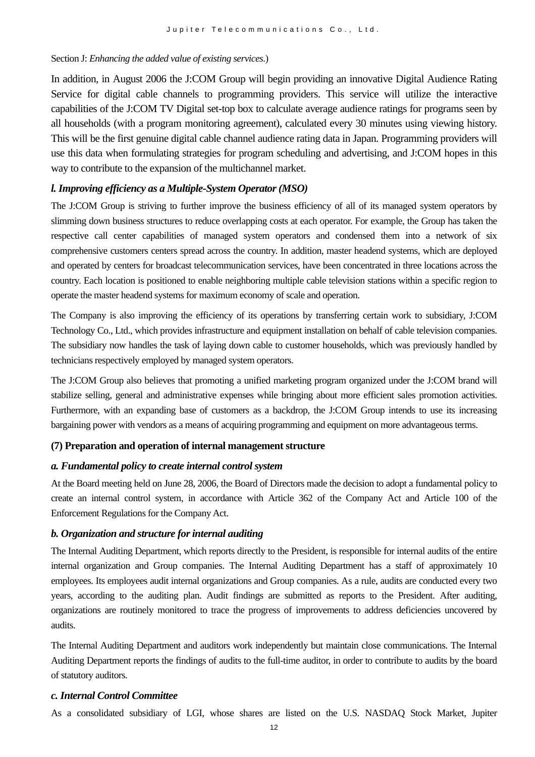Section J: *Enhancing the added value of existing services*.)

In addition, in August 2006 the J:COM Group will begin providing an innovative Digital Audience Rating Service for digital cable channels to programming providers. This service will utilize the interactive capabilities of the J:COM TV Digital set-top box to calculate average audience ratings for programs seen by all households (with a program monitoring agreement), calculated every 30 minutes using viewing history. This will be the first genuine digital cable channel audience rating data in Japan. Programming providers will use this data when formulating strategies for program scheduling and advertising, and J:COM hopes in this way to contribute to the expansion of the multichannel market.

#### *l. Improving efficiency as a Multiple-System Operator (MSO)*

The J:COM Group is striving to further improve the business efficiency of all of its managed system operators by slimming down business structures to reduce overlapping costs at each operator. For example, the Group has taken the respective call center capabilities of managed system operators and condensed them into a network of six comprehensive customers centers spread across the country. In addition, master headend systems, which are deployed and operated by centers for broadcast telecommunication services, have been concentrated in three locations across the country. Each location is positioned to enable neighboring multiple cable television stations within a specific region to operate the master headend systems for maximum economy of scale and operation.

The Company is also improving the efficiency of its operations by transferring certain work to subsidiary, J:COM Technology Co., Ltd., which provides infrastructure and equipment installation on behalf of cable television companies. The subsidiary now handles the task of laying down cable to customer households, which was previously handled by technicians respectively employed by managed system operators.

The J:COM Group also believes that promoting a unified marketing program organized under the J:COM brand will stabilize selling, general and administrative expenses while bringing about more efficient sales promotion activities. Furthermore, with an expanding base of customers as a backdrop, the J:COM Group intends to use its increasing bargaining power with vendors as a means of acquiring programming and equipment on more advantageous terms.

### (7) Preparation and operation of internal management structure

#### *a. Fundamental policy to create internal control system*

At the Board meeting held on June 28, 2006, the Board of Directors made the decision to adopt a fundamental policy to create an internal control system, in accordance with Article 362 of the Company Act and Article 100 of the Enforcement Regulations for the Company Act.

#### *b. Organization and structure for internal auditing*

The Internal Auditing Department, which reports directly to the President, is responsible for internal audits of the entire internal organization and Group companies. The Internal Auditing Department has a staff of approximately 10 employees. Its employees audit internal organizations and Group companies. As a rule, audits are conducted every two years, according to the auditing plan. Audit findings are submitted as reports to the President. After auditing, organizations are routinely monitored to trace the progress of improvements to address deficiencies uncovered by audits.

The Internal Auditing Department and auditors work independently but maintain close communications. The Internal Auditing Department reports the findings of audits to the full-time auditor, in order to contribute to audits by the board of statutory auditors.

#### *c. Internal Control Committee*

As a consolidated subsidiary of LGI, whose shares are listed on the U.S. NASDAQ Stock Market, Jupiter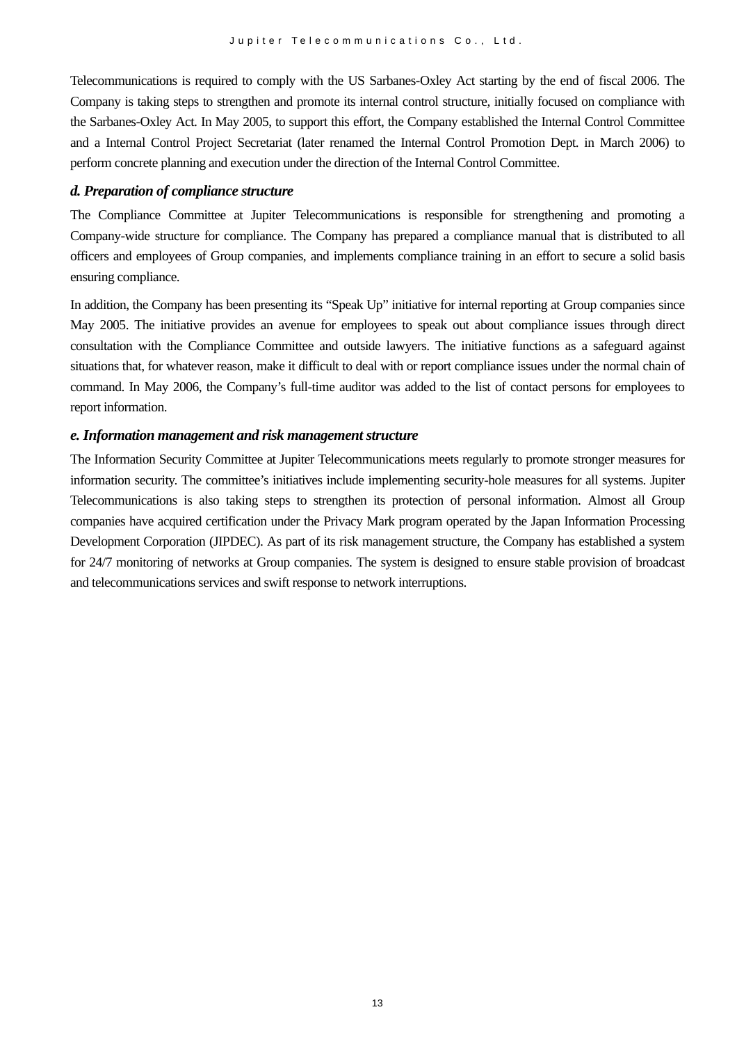Telecommunications is required to comply with the US Sarbanes-Oxley Act starting by the end of fiscal 2006. The Company is taking steps to strengthen and promote its internal control structure, initially focused on compliance with the Sarbanes-Oxley Act. In May 2005, to support this effort, the Company established the Internal Control Committee and a Internal Control Project Secretariat (later renamed the Internal Control Promotion Dept. in March 2006) to perform concrete planning and execution under the direction of the Internal Control Committee.

### *d. Preparation of compliance structure*

The Compliance Committee at Jupiter Telecommunications is responsible for strengthening and promoting a Company-wide structure for compliance. The Company has prepared a compliance manual that is distributed to all officers and employees of Group companies, and implements compliance training in an effort to secure a solid basis ensuring compliance.

In addition, the Company has been presenting its "Speak Up" initiative for internal reporting at Group companies since May 2005. The initiative provides an avenue for employees to speak out about compliance issues through direct consultation with the Compliance Committee and outside lawyers. The initiative functions as a safeguard against situations that, for whatever reason, make it difficult to deal with or report compliance issues under the normal chain of command. In May 2006, the Company's full-time auditor was added to the list of contact persons for employees to report information.

### *e. Information management and risk management structure*

The Information Security Committee at Jupiter Telecommunications meets regularly to promote stronger measures for information security. The committee's initiatives include implementing security-hole measures for all systems. Jupiter Telecommunications is also taking steps to strengthen its protection of personal information. Almost all Group companies have acquired certification under the Privacy Mark program operated by the Japan Information Processing Development Corporation (JIPDEC). As part of its risk management structure, the Company has established a system for 24/7 monitoring of networks at Group companies. The system is designed to ensure stable provision of broadcast and telecommunications services and swift response to network interruptions.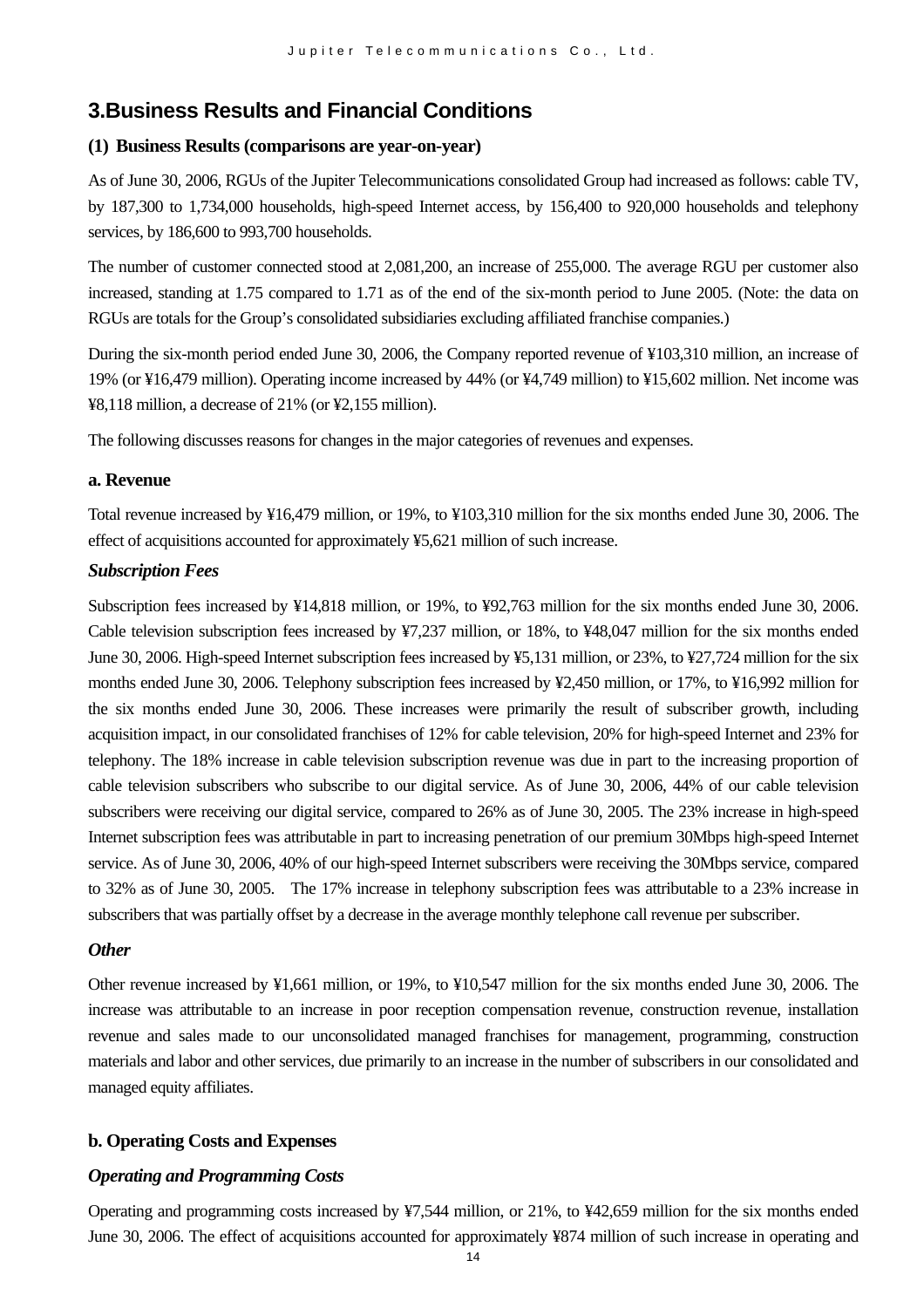## 3.Business Results and Financial Conditions

### (1) Business Results (comparisons are year-on-year)

As of June 30, 2006, RGUs of the Jupiter Telecommunications consolidated Group had increased as follows: cable TV, by 187,300 to 1,734,000 households, high-speed Internet access, by 156,400 to 920,000 households and telephony services, by 186,600 to 993,700 households.

The number of customer connected stood at 2,081,200, an increase of 255,000. The average RGU per customer also increased, standing at 1.75 compared to 1.71 as of the end of the six-month period to June 2005. (Note: the data on RGUs are totals for the Group's consolidated subsidiaries excluding affiliated franchise companies.)

During the six-month period ended June 30, 2006, the Company reported revenue of ¥103,310 million, an increase of 19% (or ¥16,479 million). Operating income increased by 44% (or ¥4,749 million) to ¥15,602 million. Net income was ¥8,118 million, a decrease of 21% (or ¥2,155 million).

The following discusses reasons for changes in the major categories of revenues and expenses.

#### a. Revenue

Total revenue increased by ¥16,479 million, or 19%, to ¥103,310 million for the six months ended June 30, 2006. The effect of acquisitions accounted for approximately ¥5,621 million of such increase.

***Subscription Fees***

Subscription fees increased by ¥14,818 million, or 19%, to ¥92,763 million for the six months ended June 30, 2006. Cable television subscription fees increased by ¥7,237 million, or 18%, to ¥48,047 million for the six months ended June 30, 2006. High-speed Internet subscription fees increased by ¥5,131 million, or 23%, to ¥27,724 million for the six months ended June 30, 2006. Telephony subscription fees increased by ¥2,450 million, or 17%, to ¥16,992 million for the six months ended June 30, 2006. These increases were primarily the result of subscriber growth, including acquisition impact, in our consolidated franchises of 12% for cable television, 20% for high-speed Internet and 23% for telephony. The 18% increase in cable television subscription revenue was due in part to the increasing proportion of cable television subscribers who subscribe to our digital service. As of June 30, 2006, 44% of our cable television subscribers were receiving our digital service, compared to 26% as of June 30, 2005. The 23% increase in high-speed Internet subscription fees was attributable in part to increasing penetration of our premium 30Mbps high-speed Internet service. As of June 30, 2006, 40% of our high-speed Internet subscribers were receiving the 30Mbps service, compared to 32% as of June 30, 2005. The 17% increase in telephony subscription fees was attributable to a 23% increase in subscribers that was partially offset by a decrease in the average monthly telephone call revenue per subscriber.

***Other***

Other revenue increased by ¥1,661 million, or 19%, to ¥10,547 million for the six months ended June 30, 2006. The increase was attributable to an increase in poor reception compensation revenue, construction revenue, installation revenue and sales made to our unconsolidated managed franchises for management, programming, construction materials and labor and other services, due primarily to an increase in the number of subscribers in our consolidated and managed equity affiliates.

#### b. Operating Costs and Expenses

***Operating and Programming Costs***

Operating and programming costs increased by ¥7,544 million, or 21%, to ¥42,659 million for the six months ended June 30, 2006. The effect of acquisitions accounted for approximately ¥874 million of such increase in operating and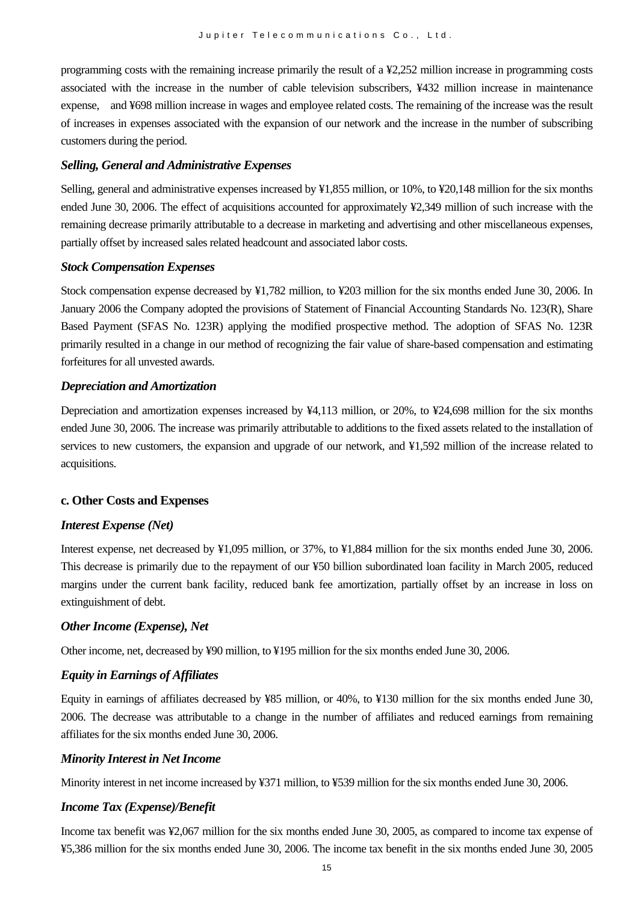programming costs with the remaining increase primarily the result of a ¥2,252 million increase in programming costs associated with the increase in the number of cable television subscribers, ¥432 million increase in maintenance expense, and ¥698 million increase in wages and employee related costs. The remaining of the increase was the result of increases in expenses associated with the expansion of our network and the increase in the number of subscribing customers during the period.

### *Selling, General and Administrative Expenses*

Selling, general and administrative expenses increased by ¥1,855 million, or 10%, to ¥20,148 million for the six months ended June 30, 2006. The effect of acquisitions accounted for approximately ¥2,349 million of such increase with the remaining decrease primarily attributable to a decrease in marketing and advertising and other miscellaneous expenses, partially offset by increased sales related headcount and associated labor costs.

### *Stock Compensation Expenses*

Stock compensation expense decreased by ¥1,782 million, to ¥203 million for the six months ended June 30, 2006. In January 2006 the Company adopted the provisions of Statement of Financial Accounting Standards No. 123(R), Share Based Payment (SFAS No. 123R) applying the modified prospective method. The adoption of SFAS No. 123R primarily resulted in a change in our method of recognizing the fair value of share-based compensation and estimating forfeitures for all unvested awards.

### *Depreciation and Amortization*

Depreciation and amortization expenses increased by ¥4,113 million, or 20%, to ¥24,698 million for the six months ended June 30, 2006. The increase was primarily attributable to additions to the fixed assets related to the installation of services to new customers, the expansion and upgrade of our network, and ¥1,592 million of the increase related to acquisitions.

## c. Other Costs and Expenses

### *Interest Expense (Net)*

Interest expense, net decreased by ¥1,095 million, or 37%, to ¥1,884 million for the six months ended June 30, 2006. This decrease is primarily due to the repayment of our ¥50 billion subordinated loan facility in March 2005, reduced margins under the current bank facility, reduced bank fee amortization, partially offset by an increase in loss on extinguishment of debt.

### *Other Income (Expense), Net*

Other income, net, decreased by ¥90 million, to ¥195 million for the six months ended June 30, 2006.

### *Equity in Earnings of Affiliates*

Equity in earnings of affiliates decreased by ¥85 million, or 40%, to ¥130 million for the six months ended June 30, 2006. The decrease was attributable to a change in the number of affiliates and reduced earnings from remaining affiliates for the six months ended June 30, 2006.

### *Minority Interest in Net Income*

Minority interest in net income increased by ¥371 million, to ¥539 million for the six months ended June 30, 2006.

### *Income Tax (Expense)/Benefit*

Income tax benefit was ¥2,067 million for the six months ended June 30, 2005, as compared to income tax expense of ¥5,386 million for the six months ended June 30, 2006. The income tax benefit in the six months ended June 30, 2005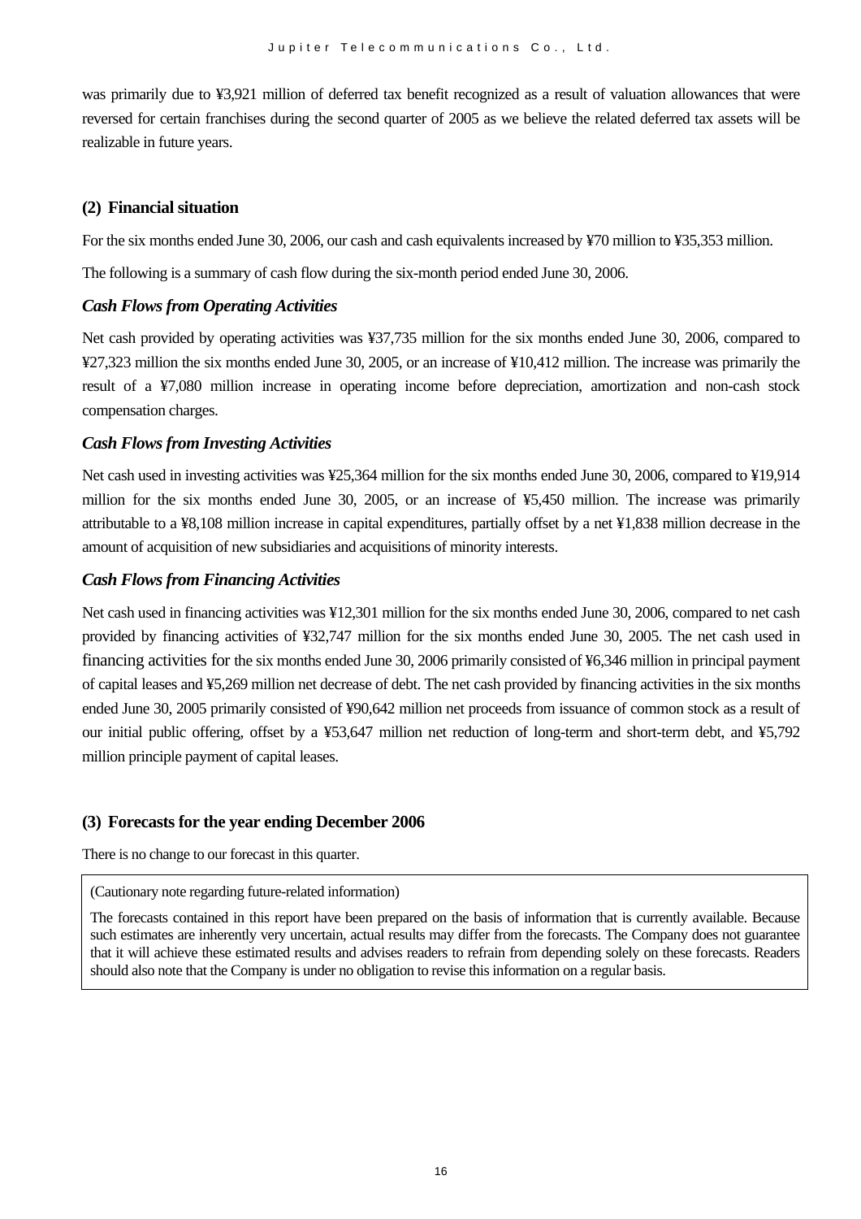was primarily due to ¥3,921 million of deferred tax benefit recognized as a result of valuation allowances that were reversed for certain franchises during the second quarter of 2005 as we believe the related deferred tax assets will be realizable in future years.

## (2) Financial situation

For the six months ended June 30, 2006, our cash and cash equivalents increased by ¥70 million to ¥35,353 million.

The following is a summary of cash flow during the six-month period ended June 30, 2006.

### *Cash Flows from Operating Activities*

Net cash provided by operating activities was ¥37,735 million for the six months ended June 30, 2006, compared to ¥27,323 million the six months ended June 30, 2005, or an increase of ¥10,412 million. The increase was primarily the result of a ¥7,080 million increase in operating income before depreciation, amortization and non-cash stock compensation charges.

### *Cash Flows from Investing Activities*

Net cash used in investing activities was ¥25,364 million for the six months ended June 30, 2006, compared to ¥19,914 million for the six months ended June 30, 2005, or an increase of ¥5,450 million. The increase was primarily attributable to a ¥8,108 million increase in capital expenditures, partially offset by a net ¥1,838 million decrease in the amount of acquisition of new subsidiaries and acquisitions of minority interests.

### *Cash Flows from Financing Activities*

Net cash used in financing activities was ¥12,301 million for the six months ended June 30, 2006, compared to net cash provided by financing activities of ¥32,747 million for the six months ended June 30, 2005. The net cash used in financing activities for the six months ended June 30, 2006 primarily consisted of ¥6,346 million in principal payment of capital leases and ¥5,269 million net decrease of debt. The net cash provided by financing activities in the six months ended June 30, 2005 primarily consisted of ¥90,642 million net proceeds from issuance of common stock as a result of our initial public offering, offset by a ¥53,647 million net reduction of long-term and short-term debt, and ¥5,792 million principle payment of capital leases.

## (3) Forecasts for the year ending December 2006

There is no change to our forecast in this quarter.

(Cautionary note regarding future-related information)

The forecasts contained in this report have been prepared on the basis of information that is currently available. Because such estimates are inherently very uncertain, actual results may differ from the forecasts. The Company does not guarantee that it will achieve these estimated results and advises readers to refrain from depending solely on these forecasts. Readers should also note that the Company is under no obligation to revise this information on a regular basis.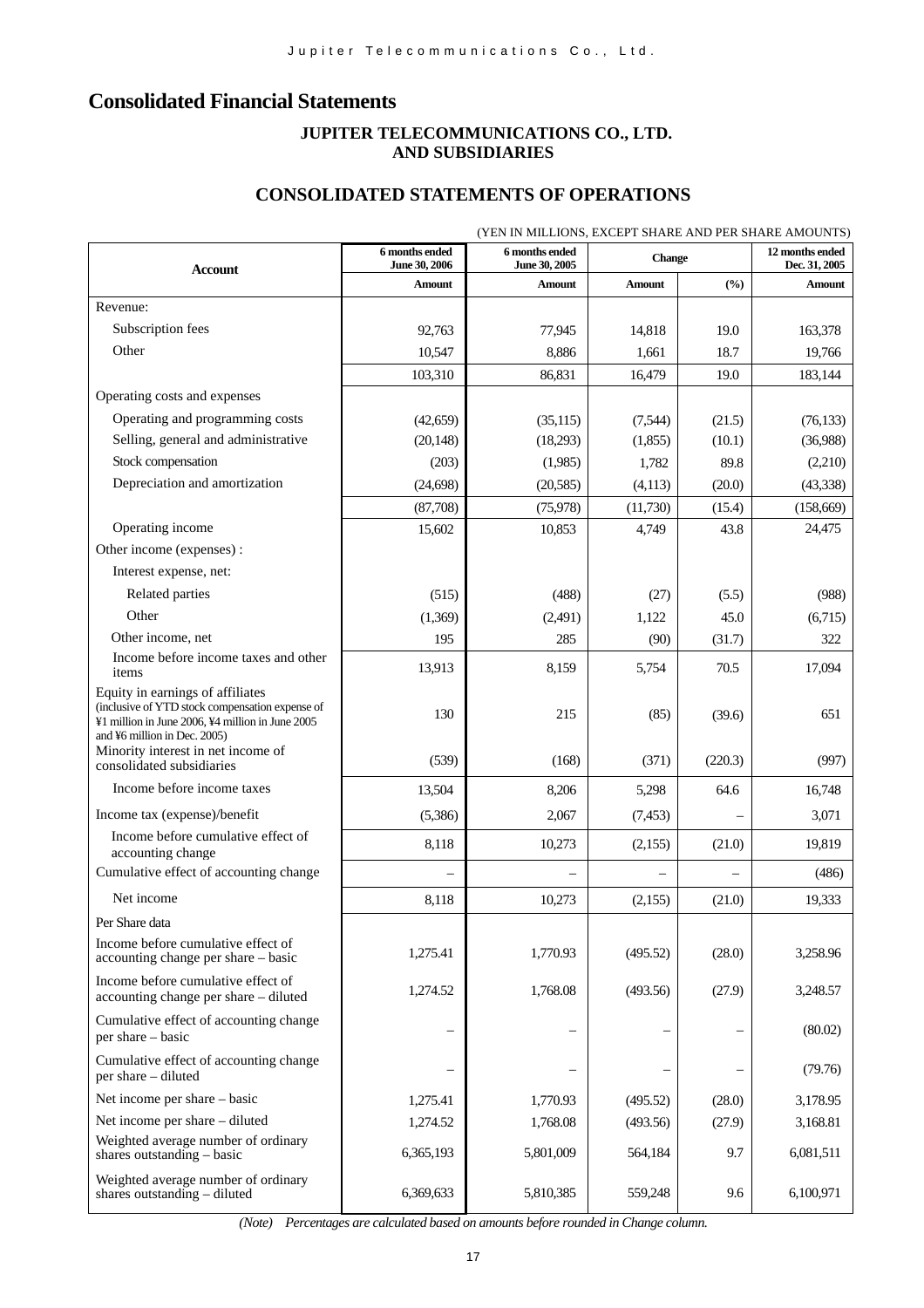# Consolidated Financial Statements

**JUPITER TELECOMMUNICATIONS CO., LTD.
AND SUBSIDIARIES**

## CONSOLIDATED STATEMENTS OF OPERATIONS

(YEN IN MILLIONS, EXCEPT SHARE AND PER SHARE AMOUNTS)

| Account | 6 months ended June 30, 2006 | 6 months ended June 30, 2005 | Change | | 12 months ended Dec. 31, 2005 |
|---|---|---|---|---|---|
| | Amount | Amount | Amount | (%) | Amount |
| Revenue: | | | | | |
| Subscription fees | 92,763 | 77,945 | 14,818 | 19.0 | 163,378 |
| Other | 10,547 | 8,886 | 1,661 | 18.7 | 19,766 |
| | 103,310 | 86,831 | 16,479 | 19.0 | 183,144 |
| Operating costs and expenses | | | | | |
| Operating and programming costs | (42,659) | (35,115) | (7,544) | (21.5) | (76,133) |
| Selling, general and administrative | (20,148) | (18,293) | (1,855) | (10.1) | (36,988) |
| Stock compensation | (203) | (1,985) | 1,782 | 89.8 | (2,210) |
| Depreciation and amortization | (24,698) | (20,585) | (4,113) | (20.0) | (43,338) |
| | (87,708) | (75,978) | (11,730) | (15.4) | (158,669) |
| Operating income | 15,602 | 10,853 | 4,749 | 43.8 | 24,475 |
| Other income (expenses) : | | | | | |
| Interest expense, net: | | | | | |
| Related parties | (515) | (488) | (27) | (5.5) | (988) |
| Other | (1,369) | (2,491) | 1,122 | 45.0 | (6,715) |
| Other income, net | 195 | 285 | (90) | (31.7) | 322 |
| Income before income taxes and other items | 13,913 | 8,159 | 5,754 | 70.5 | 17,094 |
| Equity in earnings of affiliates (inclusive of YTD stock compensation expense of ¥1 million in June 2006, ¥4 million in June 2005 and ¥6 million in Dec. 2005) | 130 | 215 | (85) | (39.6) | 651 |
| Minority interest in net income of consolidated subsidiaries | (539) | (168) | (371) | (220.3) | (997) |
| Income before income taxes | 13,504 | 8,206 | 5,298 | 64.6 | 16,748 |
| Income tax (expense)/benefit | (5,386) | 2,067 | (7,453) | – | 3,071 |
| Income before cumulative effect of accounting change | 8,118 | 10,273 | (2,155) | (21.0) | 19,819 |
| Cumulative effect of accounting change | – | – | – | – | (486) |
| Net income | 8,118 | 10,273 | (2,155) | (21.0) | 19,333 |
| Per Share data | | | | | |
| Income before cumulative effect of accounting change per share – basic | 1,275.41 | 1,770.93 | (495.52) | (28.0) | 3,258.96 |
| Income before cumulative effect of accounting change per share – diluted | 1,274.52 | 1,768.08 | (493.56) | (27.9) | 3,248.57 |
| Cumulative effect of accounting change per share – basic | – | – | – | – | (80.02) |
| Cumulative effect of accounting change per share – diluted | – | – | – | – | (79.76) |
| Net income per share – basic | 1,275.41 | 1,770.93 | (495.52) | (28.0) | 3,178.95 |
| Net income per share – diluted | 1,274.52 | 1,768.08 | (493.56) | (27.9) | 3,168.81 |
| Weighted average number of ordinary shares outstanding – basic | 6,365,193 | 5,801,009 | 564,184 | 9.7 | 6,081,511 |
| Weighted average number of ordinary shares outstanding – diluted | 6,369,633 | 5,810,385 | 559,248 | 9.6 | 6,100,971 |

*(Note) Percentages are calculated based on amounts before rounded in Change column.*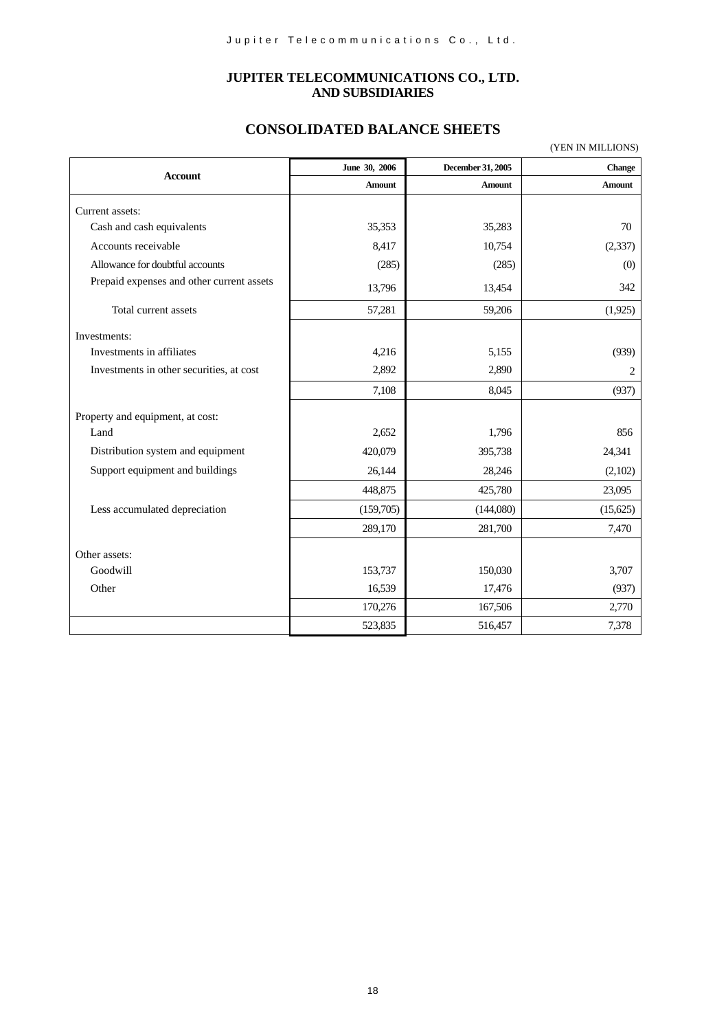# JUPITER TELECOMMUNICATIONS CO., LTD.
# AND SUBSIDIARIES

## CONSOLIDATED BALANCE SHEETS

(YEN IN MILLIONS)

| Account | June 30, 2006 | December 31, 2005 | Change |
|---|---|---|---|
| | Amount | Amount | Amount |
| Current assets: | | | |
| Cash and cash equivalents | 35,353 | 35,283 | 70 |
| Accounts receivable | 8,417 | 10,754 | (2,337) |
| Allowance for doubtful accounts | (285) | (285) | (0) |
| Prepaid expenses and other current assets | 13,796 | 13,454 | 342 |
| Total current assets | 57,281 | 59,206 | (1,925) |
| Investments: | | | |
| Investments in affiliates | 4,216 | 5,155 | (939) |
| Investments in other securities, at cost | 2,892 | 2,890 | 2 |
| | 7,108 | 8,045 | (937) |
| Property and equipment, at cost: | | | |
| Land | 2,652 | 1,796 | 856 |
| Distribution system and equipment | 420,079 | 395,738 | 24,341 |
| Support equipment and buildings | 26,144 | 28,246 | (2,102) |
| | 448,875 | 425,780 | 23,095 |
| Less accumulated depreciation | (159,705) | (144,080) | (15,625) |
| | 289,170 | 281,700 | 7,470 |
| Other assets: | | | |
| Goodwill | 153,737 | 150,030 | 3,707 |
| Other | 16,539 | 17,476 | (937) |
| | 170,276 | 167,506 | 2,770 |
| | 523,835 | 516,457 | 7,378 |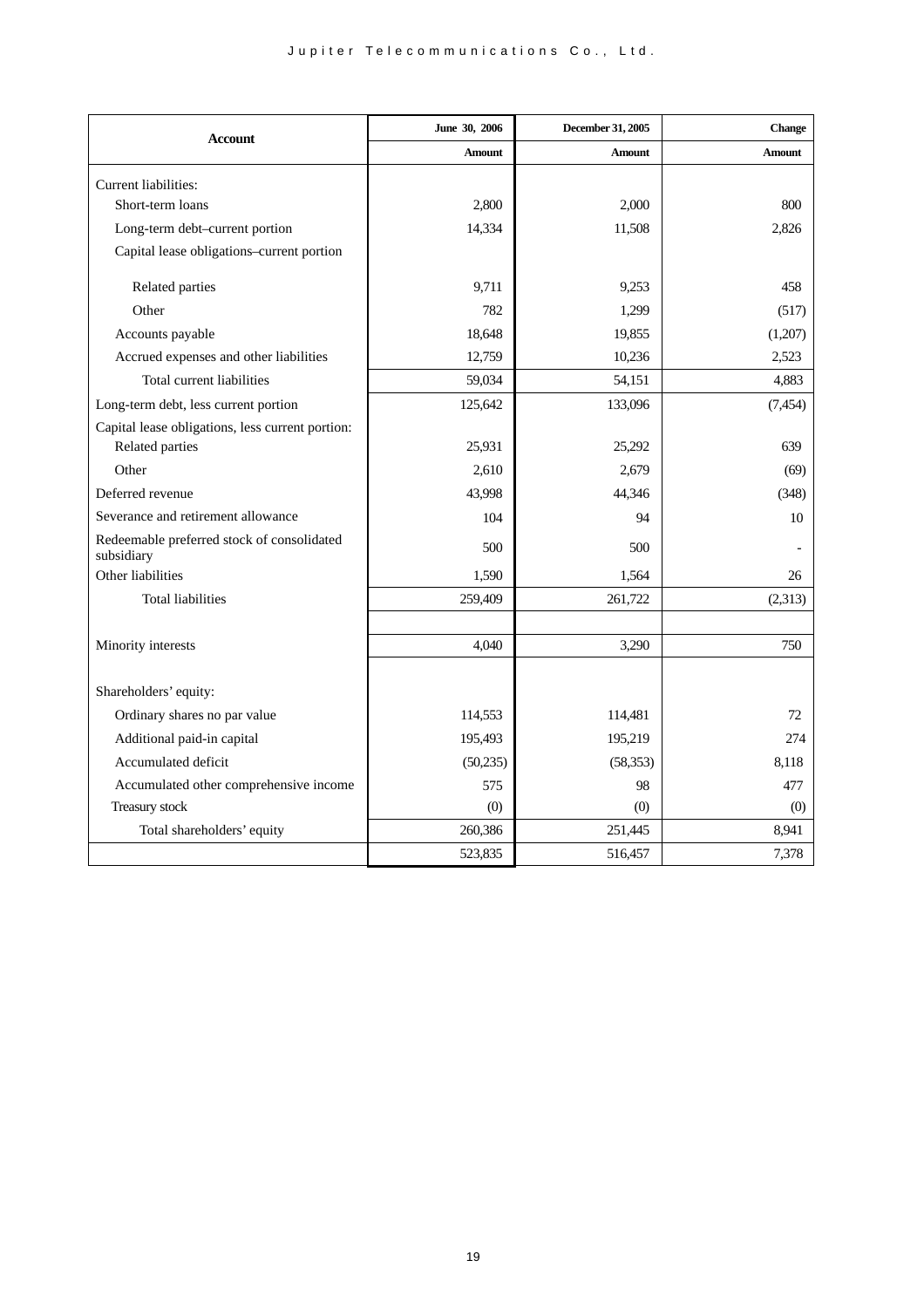| Account | June 30, 2006 | December 31, 2005 | Change |
|---|---|---|---|
| | Amount | Amount | Amount |
| Current liabilities: | | | |
| Short-term loans | 2,800 | 2,000 | 800 |
| Long-term debt–current portion | 14,334 | 11,508 | 2,826 |
| Capital lease obligations–current portion | | | |
| Related parties | 9,711 | 9,253 | 458 |
| Other | 782 | 1,299 | (517) |
| Accounts payable | 18,648 | 19,855 | (1,207) |
| Accrued expenses and other liabilities | 12,759 | 10,236 | 2,523 |
| Total current liabilities | 59,034 | 54,151 | 4,883 |
| Long-term debt, less current portion | 125,642 | 133,096 | (7,454) |
| Capital lease obligations, less current portion: Related parties | 25,931 | 25,292 | 639 |
| Other | 2,610 | 2,679 | (69) |
| Deferred revenue | 43,998 | 44,346 | (348) |
| Severance and retirement allowance | 104 | 94 | 10 |
| Redeemable preferred stock of consolidated subsidiary | 500 | 500 | - |
| Other liabilities | 1,590 | 1,564 | 26 |
| Total liabilities | 259,409 | 261,722 | (2,313) |
| | | | |
| Minority interests | 4,040 | 3,290 | 750 |
| | | | |
| Shareholders' equity: | | | |
| Ordinary shares no par value | 114,553 | 114,481 | 72 |
| Additional paid-in capital | 195,493 | 195,219 | 274 |
| Accumulated deficit | (50,235) | (58,353) | 8,118 |
| Accumulated other comprehensive income | 575 | 98 | 477 |
| Treasury stock | (0) | (0) | (0) |
| Total shareholders' equity | 260,386 | 251,445 | 8,941 |
| | 523,835 | 516,457 | 7,378 |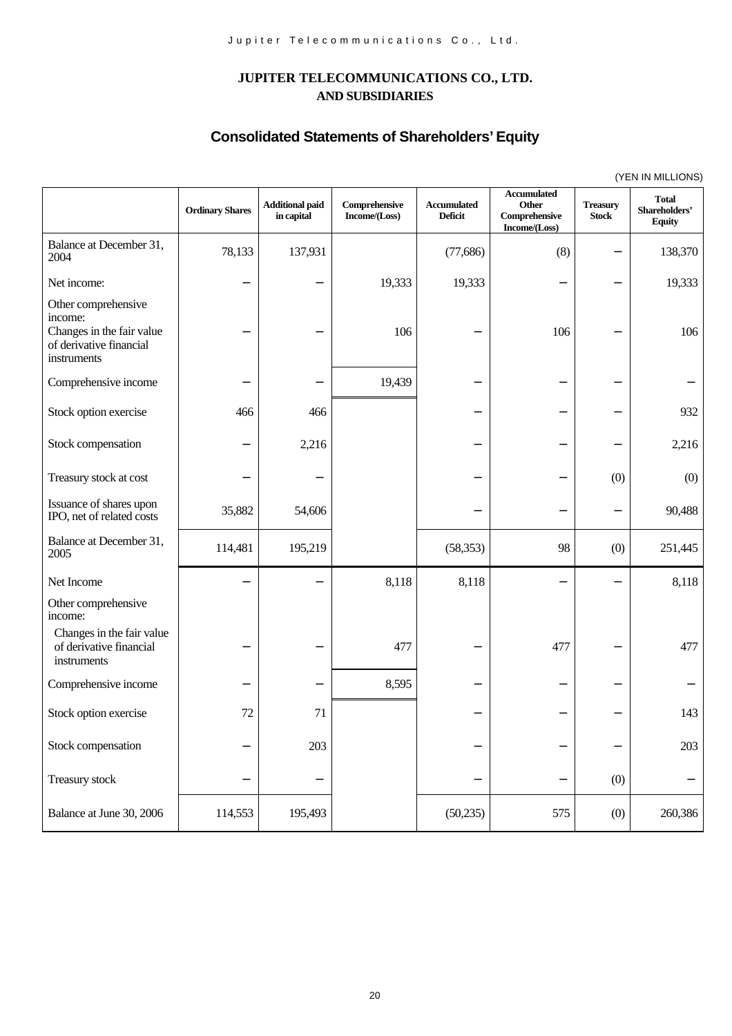# JUPITER TELECOMMUNICATIONS CO., LTD.
## AND SUBSIDIARIES

## Consolidated Statements of Shareholders' Equity

(YEN IN MILLIONS)

| | Ordinary Shares | Additional paid in capital | Comprehensive Income/(Loss) | Accumulated Deficit | Accumulated Other Comprehensive Income/(Loss) | Treasury Stock | Total Shareholders' Equity |
|---|---|---|---|---|---|---|---|
| Balance at December 31, 2004 | 78,133 | 137,931 | | (77,686) | (8) | – | 138,370 |
| Net income: | – | – | 19,333 | 19,333 | – | – | 19,333 |
| Other comprehensive income: Changes in the fair value of derivative financial instruments | – | – | 106 | – | 106 | – | 106 |
| Comprehensive income | – | – | 19,439 | – | – | – | – |
| Stock option exercise | 466 | 466 | | – | – | – | 932 |
| Stock compensation | – | 2,216 | | – | – | – | 2,216 |
| Treasury stock at cost | – | – | | – | – | (0) | (0) |
| Issuance of shares upon IPO, net of related costs | 35,882 | 54,606 | | – | – | – | 90,488 |
| Balance at December 31, 2005 | 114,481 | 195,219 | | (58,353) | 98 | (0) | 251,445 |
| Net Income | – | – | 8,118 | 8,118 | – | – | 8,118 |
| Other comprehensive income: | | | | | | | |
| Changes in the fair value of derivative financial instruments | – | – | 477 | – | 477 | – | 477 |
| Comprehensive income | – | – | 8,595 | – | – | – | – |
| Stock option exercise | 72 | 71 | | – | – | – | 143 |
| Stock compensation | – | 203 | | – | – | – | 203 |
| Treasury stock | – | – | | – | – | (0) | – |
| Balance at June 30, 2006 | 114,553 | 195,493 | | (50,235) | 575 | (0) | 260,386 |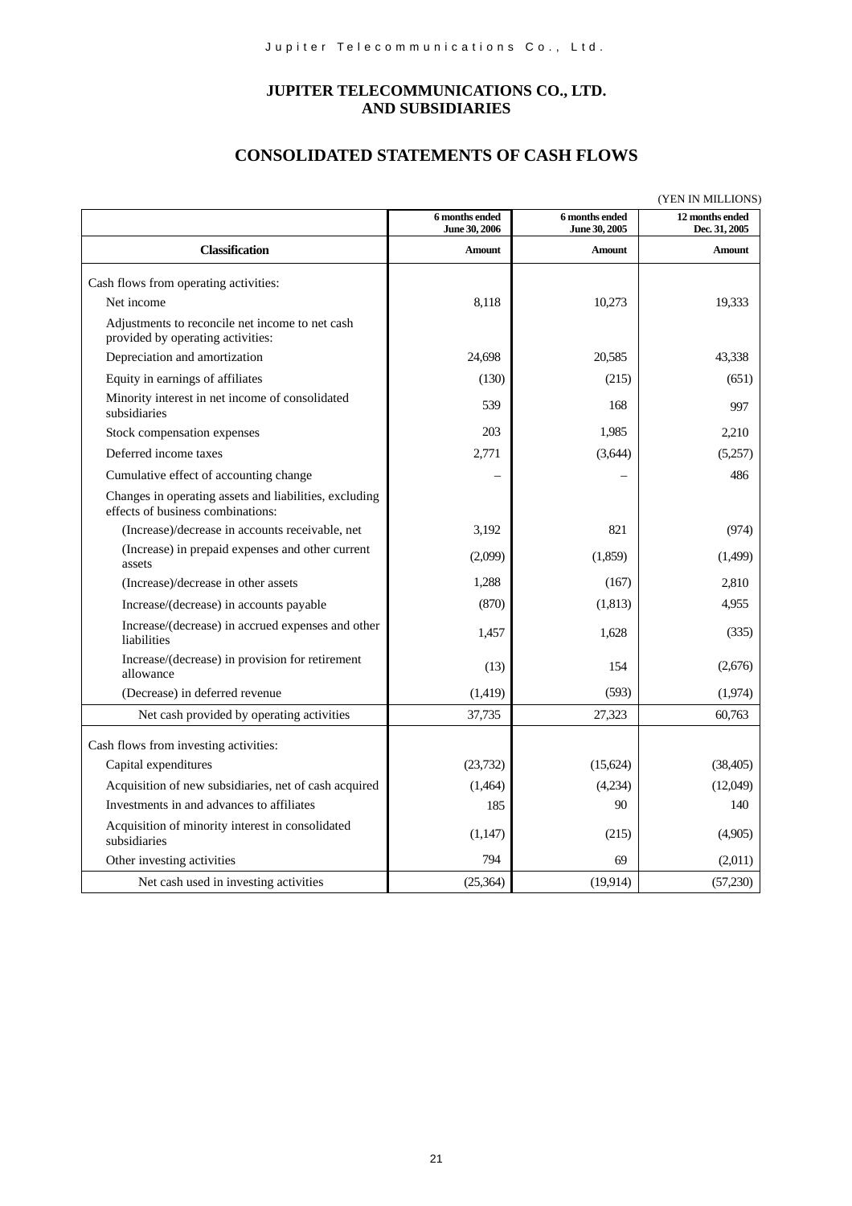# JUPITER TELECOMMUNICATIONS CO., LTD. AND SUBSIDIARIES

## CONSOLIDATED STATEMENTS OF CASH FLOWS

(YEN IN MILLIONS)

| Classification | 6 months ended June 30, 2006<br>Amount | 6 months ended June 30, 2005<br>Amount | 12 months ended Dec. 31, 2005<br>Amount |
|---|---|---|---|
| Cash flows from operating activities: | | | |
| Net income | 8,118 | 10,273 | 19,333 |
| Adjustments to reconcile net income to net cash provided by operating activities: | | | |
| Depreciation and amortization | 24,698 | 20,585 | 43,338 |
| Equity in earnings of affiliates | (130) | (215) | (651) |
| Minority interest in net income of consolidated subsidiaries | 539 | 168 | 997 |
| Stock compensation expenses | 203 | 1,985 | 2,210 |
| Deferred income taxes | 2,771 | (3,644) | (5,257) |
| Cumulative effect of accounting change | – | – | 486 |
| Changes in operating assets and liabilities, excluding effects of business combinations: | | | |
| (Increase)/decrease in accounts receivable, net | 3,192 | 821 | (974) |
| (Increase) in prepaid expenses and other current assets | (2,099) | (1,859) | (1,499) |
| (Increase)/decrease in other assets | 1,288 | (167) | 2,810 |
| Increase/(decrease) in accounts payable | (870) | (1,813) | 4,955 |
| Increase/(decrease) in accrued expenses and other liabilities | 1,457 | 1,628 | (335) |
| Increase/(decrease) in provision for retirement allowance | (13) | 154 | (2,676) |
| (Decrease) in deferred revenue | (1,419) | (593) | (1,974) |
| Net cash provided by operating activities | 37,735 | 27,323 | 60,763 |
| Cash flows from investing activities: | | | |
| Capital expenditures | (23,732) | (15,624) | (38,405) |
| Acquisition of new subsidiaries, net of cash acquired | (1,464) | (4,234) | (12,049) |
| Investments in and advances to affiliates | 185 | 90 | 140 |
| Acquisition of minority interest in consolidated subsidiaries | (1,147) | (215) | (4,905) |
| Other investing activities | 794 | 69 | (2,011) |
| Net cash used in investing activities | (25,364) | (19,914) | (57,230) |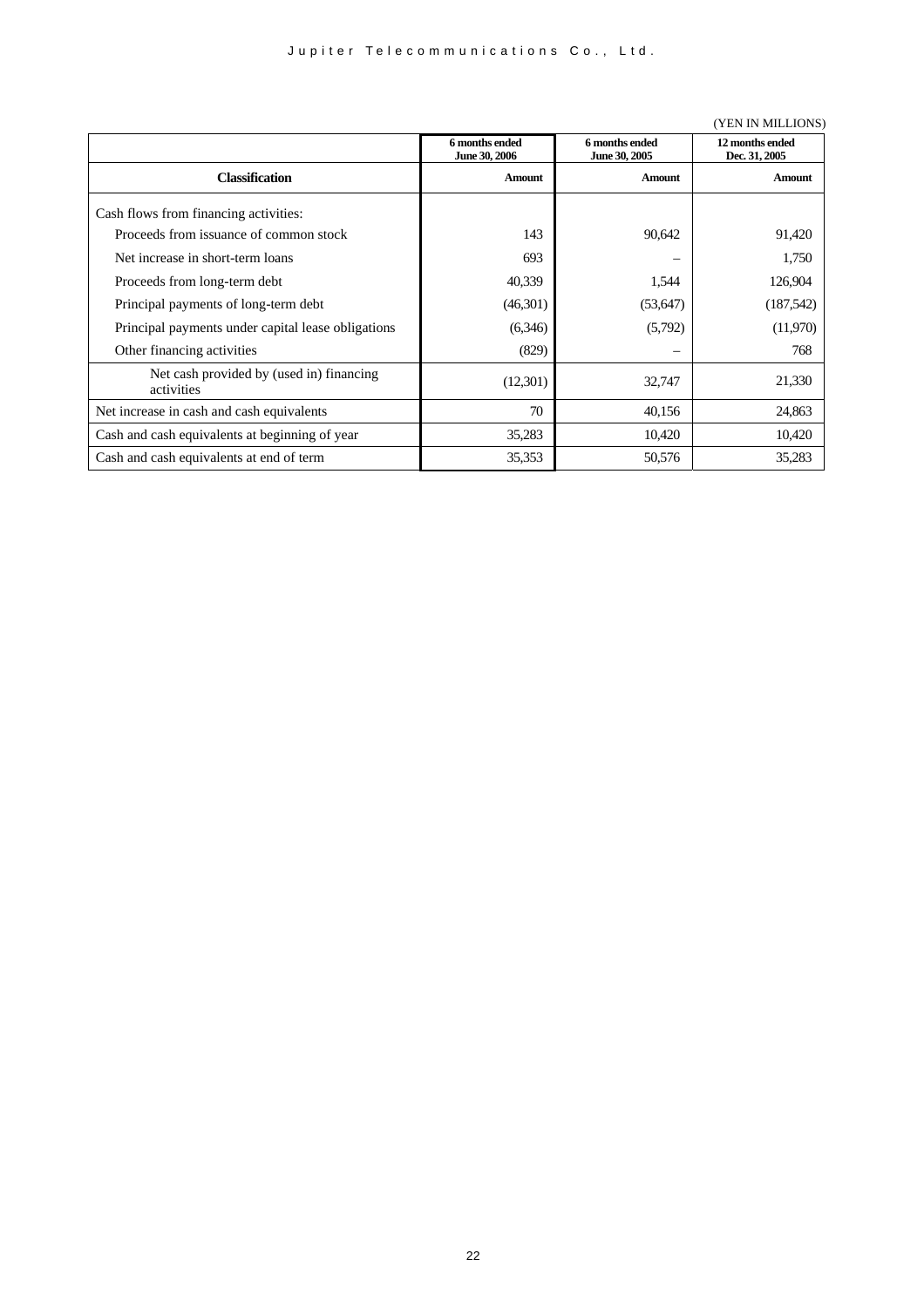(YEN IN MILLIONS)

| Classification | 6 months ended June 30, 2006 Amount | 6 months ended June 30, 2005 Amount | 12 months ended Dec. 31, 2005 Amount |
|---|---|---|---|
| Cash flows from financing activities: | | | |
| Proceeds from issuance of common stock | 143 | 90,642 | 91,420 |
| Net increase in short-term loans | 693 | – | 1,750 |
| Proceeds from long-term debt | 40,339 | 1,544 | 126,904 |
| Principal payments of long-term debt | (46,301) | (53,647) | (187,542) |
| Principal payments under capital lease obligations | (6,346) | (5,792) | (11,970) |
| Other financing activities | (829) | – | 768 |
| Net cash provided by (used in) financing activities | (12,301) | 32,747 | 21,330 |
| Net increase in cash and cash equivalents | 70 | 40,156 | 24,863 |
| Cash and cash equivalents at beginning of year | 35,283 | 10,420 | 10,420 |
| Cash and cash equivalents at end of term | 35,353 | 50,576 | 35,283 |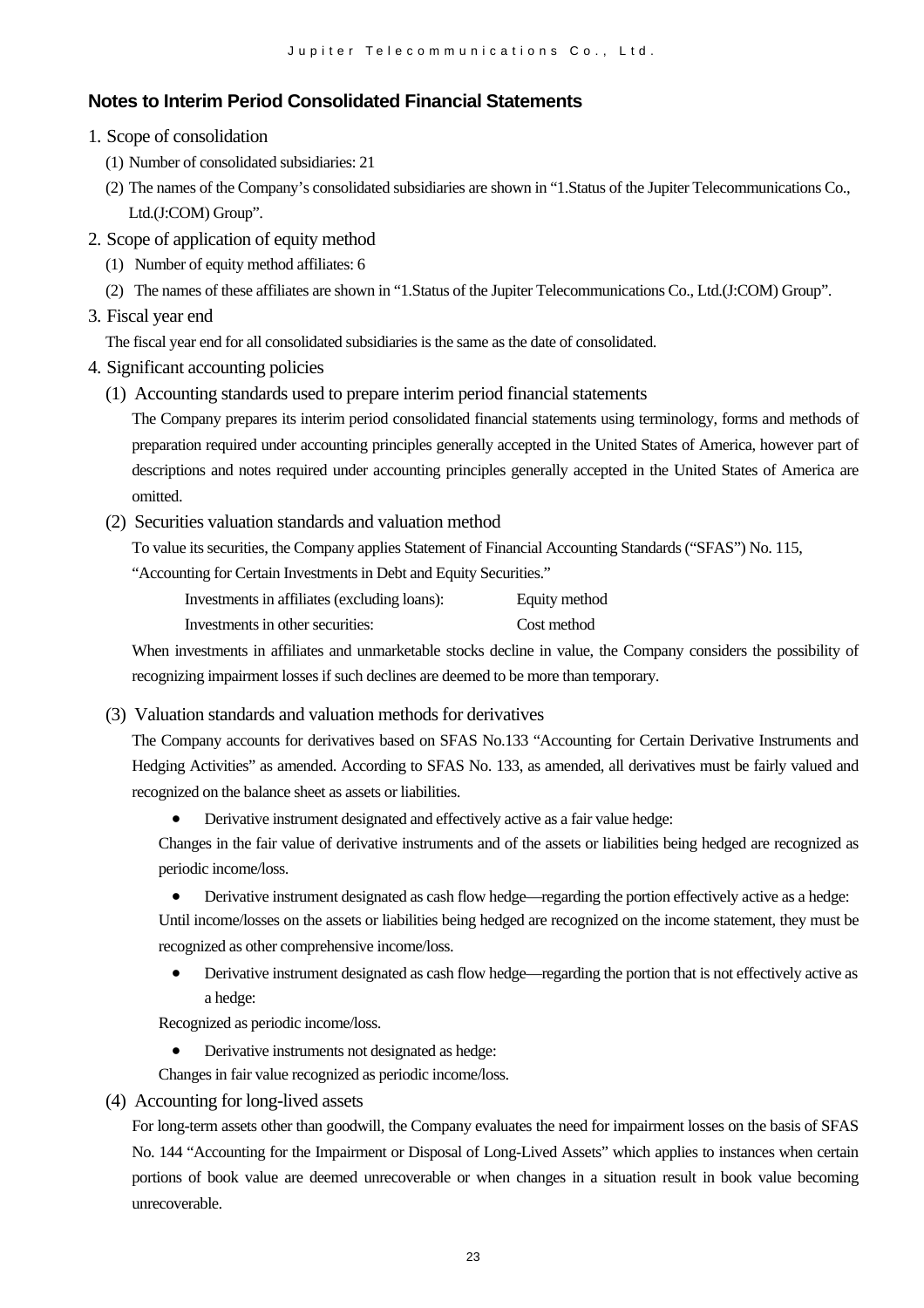## Notes to Interim Period Consolidated Financial Statements

1. Scope of consolidation

   (1) Number of consolidated subsidiaries: 21

   (2) The names of the Company's consolidated subsidiaries are shown in "1.Status of the Jupiter Telecommunications Co., Ltd.(J:COM) Group".

2. Scope of application of equity method

   (1) Number of equity method affiliates: 6

   (2) The names of these affiliates are shown in "1.Status of the Jupiter Telecommunications Co., Ltd.(J:COM) Group".

3. Fiscal year end

   The fiscal year end for all consolidated subsidiaries is the same as the date of consolidated.

4. Significant accounting policies

   (1) Accounting standards used to prepare interim period financial statements

   The Company prepares its interim period consolidated financial statements using terminology, forms and methods of preparation required under accounting principles generally accepted in the United States of America, however part of descriptions and notes required under accounting principles generally accepted in the United States of America are omitted.

   (2) Securities valuation standards and valuation method

   To value its securities, the Company applies Statement of Financial Accounting Standards ("SFAS") No. 115, "Accounting for Certain Investments in Debt and Equity Securities."

   | | |
   |---|---|
   | Investments in affiliates (excluding loans): | Equity method |
   | Investments in other securities: | Cost method |

   When investments in affiliates and unmarketable stocks decline in value, the Company considers the possibility of recognizing impairment losses if such declines are deemed to be more than temporary.

   (3) Valuation standards and valuation methods for derivatives

   The Company accounts for derivatives based on SFAS No.133 "Accounting for Certain Derivative Instruments and Hedging Activities" as amended. According to SFAS No. 133, as amended, all derivatives must be fairly valued and recognized on the balance sheet as assets or liabilities.

   - Derivative instrument designated and effectively active as a fair value hedge:

   Changes in the fair value of derivative instruments and of the assets or liabilities being hedged are recognized as periodic income/loss.

   - Derivative instrument designated as cash flow hedge—regarding the portion effectively active as a hedge:

   Until income/losses on the assets or liabilities being hedged are recognized on the income statement, they must be recognized as other comprehensive income/loss.

   - Derivative instrument designated as cash flow hedge—regarding the portion that is not effectively active as a hedge:

   Recognized as periodic income/loss.

   - Derivative instruments not designated as hedge:

   Changes in fair value recognized as periodic income/loss.

   (4) Accounting for long-lived assets

   For long-term assets other than goodwill, the Company evaluates the need for impairment losses on the basis of SFAS No. 144 "Accounting for the Impairment or Disposal of Long-Lived Assets" which applies to instances when certain portions of book value are deemed unrecoverable or when changes in a situation result in book value becoming unrecoverable.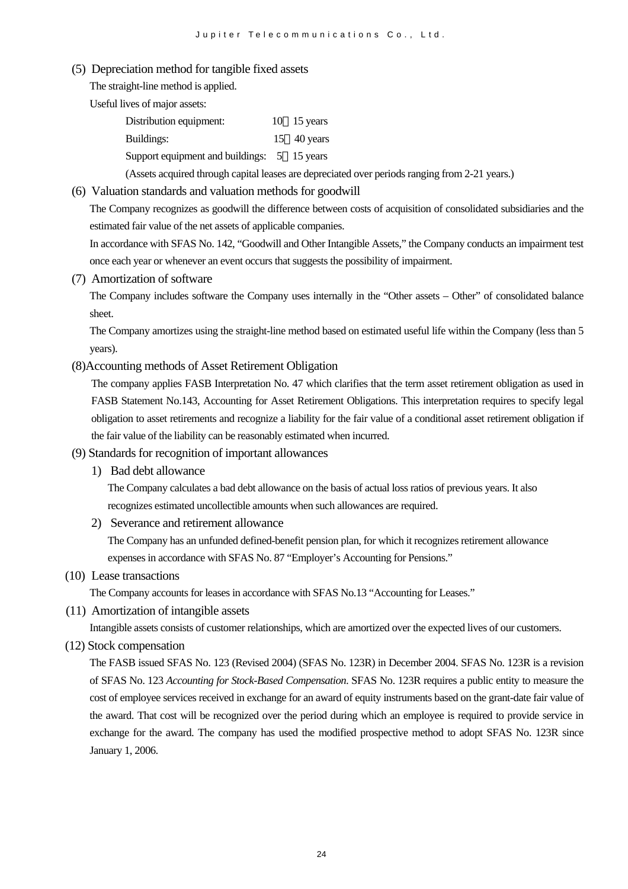(5) Depreciation method for tangible fixed assets

The straight-line method is applied.

Useful lives of major assets:

| | |
|---|---|
| Distribution equipment: | 10～15 years |
| Buildings: | 15～40 years |
| Support equipment and buildings: | 5～15 years |

(Assets acquired through capital leases are depreciated over periods ranging from 2-21 years.)

(6) Valuation standards and valuation methods for goodwill

The Company recognizes as goodwill the difference between costs of acquisition of consolidated subsidiaries and the estimated fair value of the net assets of applicable companies.

In accordance with SFAS No. 142, "Goodwill and Other Intangible Assets," the Company conducts an impairment test once each year or whenever an event occurs that suggests the possibility of impairment.

(7) Amortization of software

The Company includes software the Company uses internally in the "Other assets – Other" of consolidated balance sheet.

The Company amortizes using the straight-line method based on estimated useful life within the Company (less than 5 years).

(8)Accounting methods of Asset Retirement Obligation

The company applies FASB Interpretation No. 47 which clarifies that the term asset retirement obligation as used in FASB Statement No.143, Accounting for Asset Retirement Obligations. This interpretation requires to specify legal obligation to asset retirements and recognize a liability for the fair value of a conditional asset retirement obligation if the fair value of the liability can be reasonably estimated when incurred.

(9) Standards for recognition of important allowances

1) Bad debt allowance

The Company calculates a bad debt allowance on the basis of actual loss ratios of previous years. It also recognizes estimated uncollectible amounts when such allowances are required.

2) Severance and retirement allowance

The Company has an unfunded defined-benefit pension plan, for which it recognizes retirement allowance expenses in accordance with SFAS No. 87 "Employer's Accounting for Pensions."

(10) Lease transactions

The Company accounts for leases in accordance with SFAS No.13 "Accounting for Leases."

(11) Amortization of intangible assets

Intangible assets consists of customer relationships, which are amortized over the expected lives of our customers.

(12) Stock compensation

The FASB issued SFAS No. 123 (Revised 2004) (SFAS No. 123R) in December 2004. SFAS No. 123R is a revision of SFAS No. 123 *Accounting for Stock-Based Compensation*. SFAS No. 123R requires a public entity to measure the cost of employee services received in exchange for an award of equity instruments based on the grant-date fair value of the award. That cost will be recognized over the period during which an employee is required to provide service in exchange for the award. The company has used the modified prospective method to adopt SFAS No. 123R since January 1, 2006.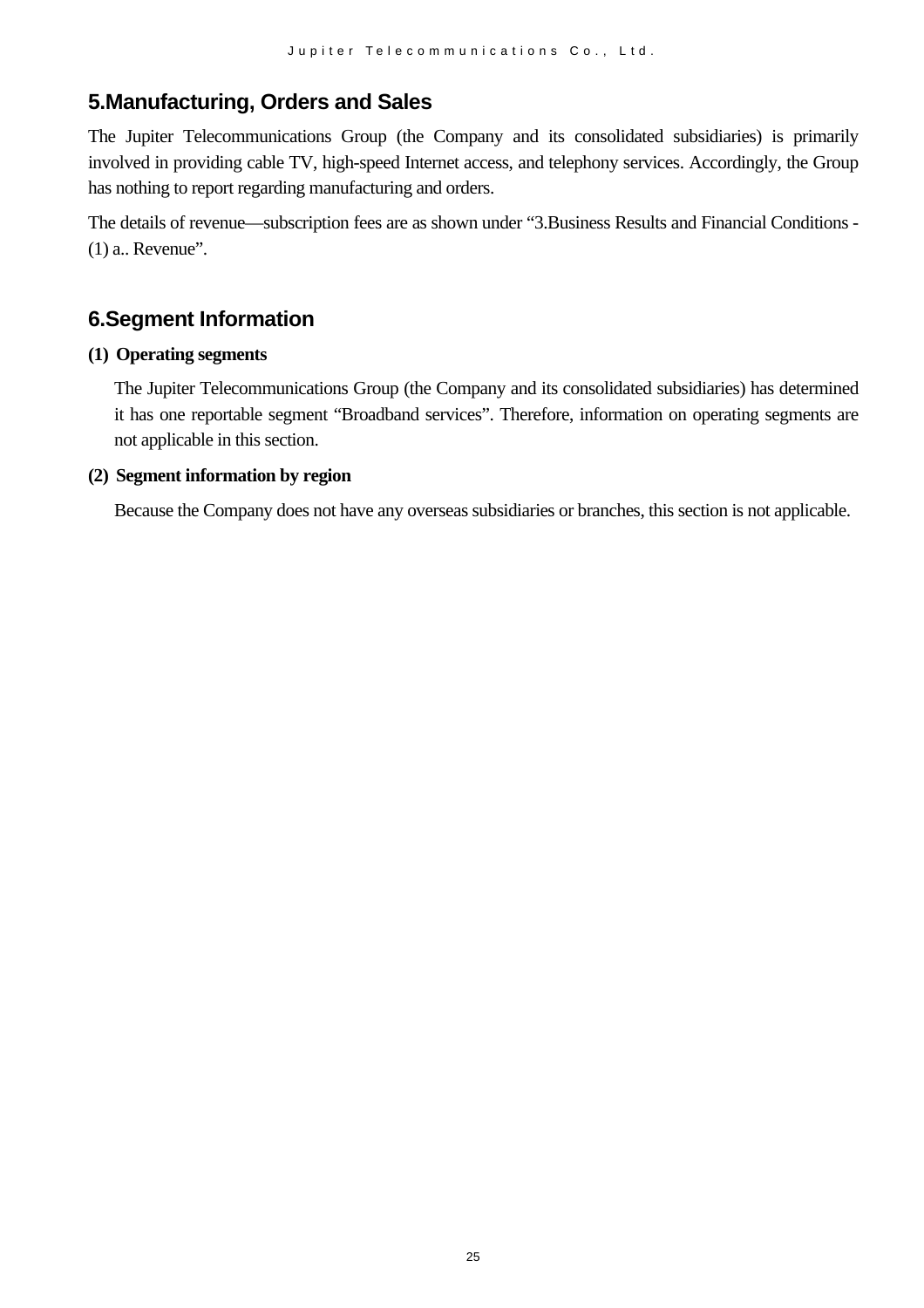## 5.Manufacturing, Orders and Sales

The Jupiter Telecommunications Group (the Company and its consolidated subsidiaries) is primarily involved in providing cable TV, high-speed Internet access, and telephony services. Accordingly, the Group has nothing to report regarding manufacturing and orders.

The details of revenue—subscription fees are as shown under "3.Business Results and Financial Conditions - (1) a.. Revenue".

## 6.Segment Information

**(1) Operating segments**

The Jupiter Telecommunications Group (the Company and its consolidated subsidiaries) has determined it has one reportable segment "Broadband services". Therefore, information on operating segments are not applicable in this section.

**(2) Segment information by region**

Because the Company does not have any overseas subsidiaries or branches, this section is not applicable.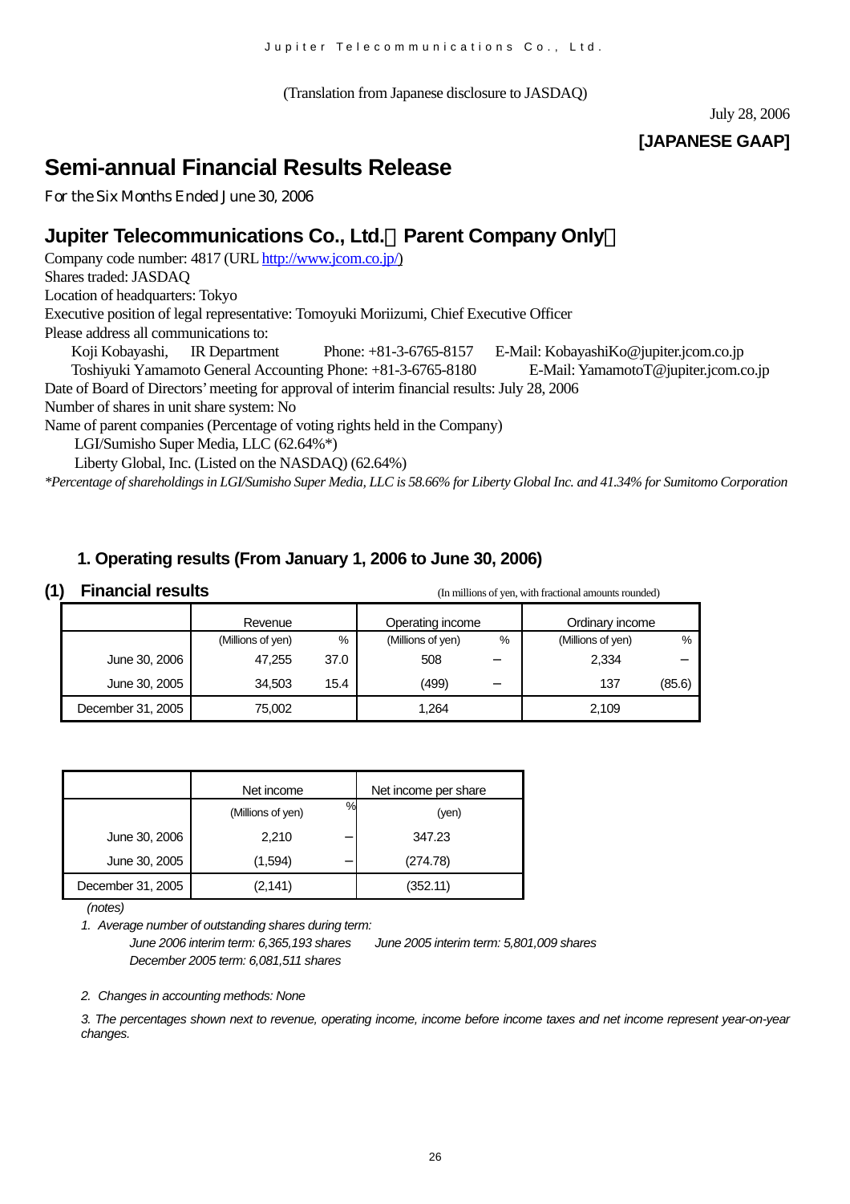(Translation from Japanese disclosure to JASDAQ)

July 28, 2006

**[JAPANESE GAAP]**

# Semi-annual Financial Results Release

For the Six Months Ended June 30, 2006

## Jupiter Telecommunications Co., Ltd.（Parent Company Only）

Company code number: 4817 (URL http://www.jcom.co.jp/)
Shares traded: JASDAQ
Location of headquarters: Tokyo
Executive position of legal representative: Tomoyuki Moriizumi, Chief Executive Officer
Please address all communications to:
Koji Kobayashi, IR Department Phone: +81-3-6765-8157 E-Mail: KobayashiKo@jupiter.jcom.co.jp
Toshiyuki Yamamoto General Accounting Phone: +81-3-6765-8180 E-Mail: YamamotoT@jupiter.jcom.co.jp
Date of Board of Directors' meeting for approval of interim financial results: July 28, 2006
Number of shares in unit share system: No
Name of parent companies (Percentage of voting rights held in the Company)
LGI/Sumisho Super Media, LLC (62.64%*)
Liberty Global, Inc. (Listed on the NASDAQ) (62.64%)

*\*Percentage of shareholdings in LGI/Sumisho Super Media, LLC is 58.66% for Liberty Global Inc. and 41.34% for Sumitomo Corporation*

### 1. Operating results (From January 1, 2006 to June 30, 2006)

### (1) Financial results

(In millions of yen, with fractional amounts rounded)

| | Revenue | | Operating income | | Ordinary income | |
|---|---|---|---|---|---|---|
| | (Millions of yen) | % | (Millions of yen) | % | (Millions of yen) | % |
| June 30, 2006 | 47,255 | 37.0 | 508 | − | 2,334 | − |
| June 30, 2005 | 34,503 | 15.4 | (499) | − | 137 | (85.6) |
| December 31, 2005 | 75,002 | | 1,264 | | 2,109 | |

| | Net income | | Net income per share |
|---|---|---|---|
| | (Millions of yen) | % | (yen) |
| June 30, 2006 | 2,210 | − | 347.23 |
| June 30, 2005 | (1,594) | − | (274.78) |
| December 31, 2005 | (2,141) | | (352.11) |

*(notes)*

1. *Average number of outstanding shares during term:*
   *June 2006 interim term: 6,365,193 shares June 2005 interim term: 5,801,009 shares*
   *December 2005 term: 6,081,511 shares*

2. *Changes in accounting methods: None*

3. *The percentages shown next to revenue, operating income, income before income taxes and net income represent year-on-year changes.*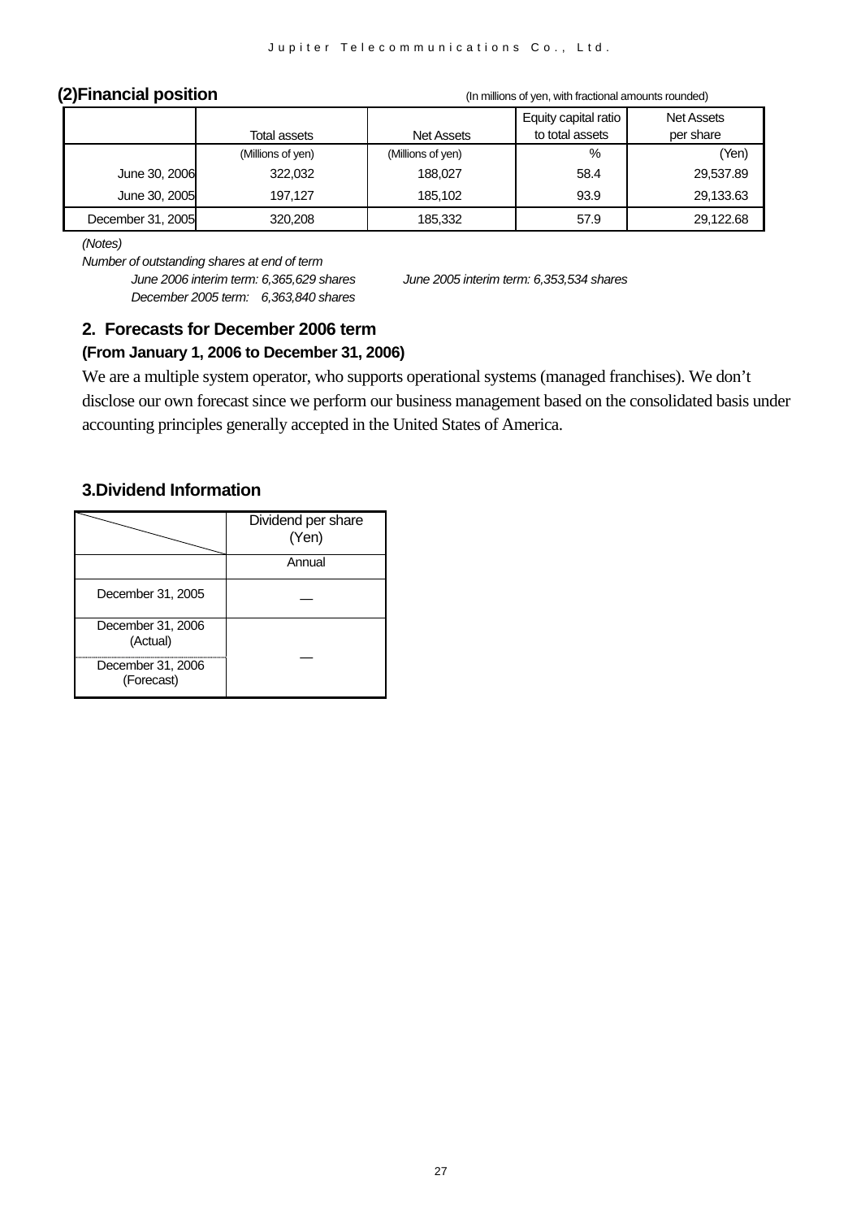## (2)Financial position

(In millions of yen, with fractional amounts rounded)

| | Total assets | Net Assets | Equity capital ratio to total assets | Net Assets per share |
|---|---|---|---|---|
| | (Millions of yen) | (Millions of yen) | % | (Yen) |
| June 30, 2006 | 322,032 | 188,027 | 58.4 | 29,537.89 |
| June 30, 2005 | 197,127 | 185,102 | 93.9 | 29,133.63 |
| December 31, 2005 | 320,208 | 185,332 | 57.9 | 29,122.68 |

*(Notes)*

*Number of outstanding shares at end of term*

*June 2006 interim term: 6,365,629 shares June 2005 interim term: 6,353,534 shares*

*December 2005 term: 6,363,840 shares*

## 2. Forecasts for December 2006 term

**(From January 1, 2006 to December 31, 2006)**

We are a multiple system operator, who supports operational systems (managed franchises). We don't disclose our own forecast since we perform our business management based on the consolidated basis under accounting principles generally accepted in the United States of America.

## 3.Dividend Information

| | Dividend per share (Yen) |
|---|---|
| | Annual |
| December 31, 2005 | — |
| December 31, 2006 (Actual) | — |
| December 31, 2006 (Forecast) | |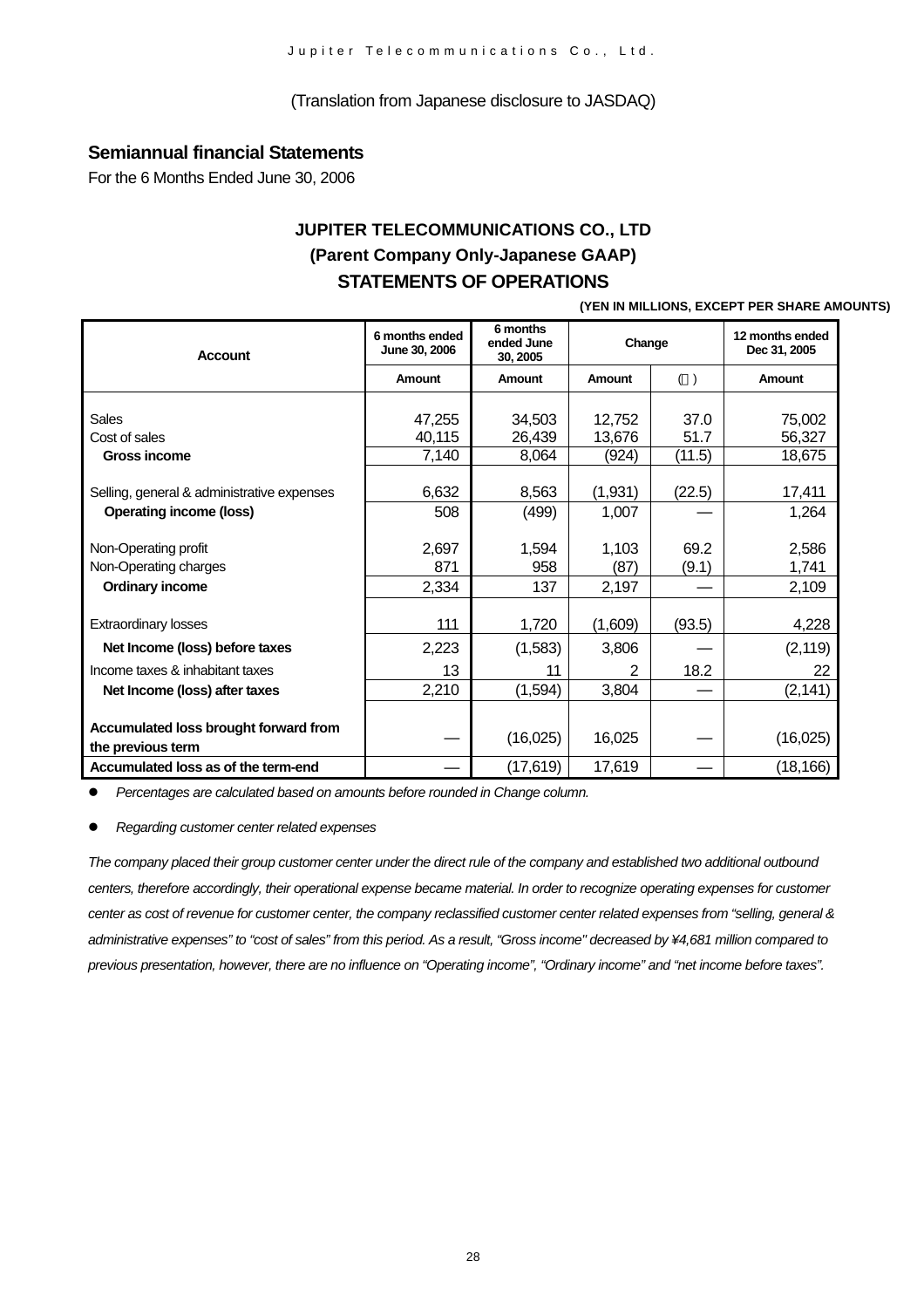(Translation from Japanese disclosure to JASDAQ)

## Semiannual financial Statements

For the 6 Months Ended June 30, 2006

### JUPITER TELECOMMUNICATIONS CO., LTD
### (Parent Company Only-Japanese GAAP)
### STATEMENTS OF OPERATIONS

**(YEN IN MILLIONS, EXCEPT PER SHARE AMOUNTS)**

| Account | 6 months ended June 30, 2006 | 6 months ended June 30, 2005 | Change | | 12 months ended Dec 31, 2005 |
|---|---|---|---|---|---|
| | Amount | Amount | Amount | (%) | Amount |
| Sales | 47,255 | 34,503 | 12,752 | 37.0 | 75,002 |
| Cost of sales | 40,115 | 26,439 | 13,676 | 51.7 | 56,327 |
| **Gross income** | 7,140 | 8,064 | (924) | (11.5) | 18,675 |
| Selling, general & administrative expenses | 6,632 | 8,563 | (1,931) | (22.5) | 17,411 |
| **Operating income (loss)** | 508 | (499) | 1,007 | — | 1,264 |
| Non-Operating profit | 2,697 | 1,594 | 1,103 | 69.2 | 2,586 |
| Non-Operating charges | 871 | 958 | (87) | (9.1) | 1,741 |
| **Ordinary income** | 2,334 | 137 | 2,197 | — | 2,109 |
| Extraordinary losses | 111 | 1,720 | (1,609) | (93.5) | 4,228 |
| **Net Income (loss) before taxes** | 2,223 | (1,583) | 3,806 | — | (2,119) |
| Income taxes & inhabitant taxes | 13 | 11 | 2 | 18.2 | 22 |
| **Net Income (loss) after taxes** | 2,210 | (1,594) | 3,804 | — | (2,141) |
| **Accumulated loss brought forward from the previous term** | — | (16,025) | 16,025 | — | (16,025) |
| **Accumulated loss as of the term-end** | — | (17,619) | 17,619 | — | (18,166) |

- *Percentages are calculated based on amounts before rounded in Change column.*
- *Regarding customer center related expenses*

*The company placed their group customer center under the direct rule of the company and established two additional outbound centers, therefore accordingly, their operational expense became material. In order to recognize operating expenses for customer center as cost of revenue for customer center, the company reclassified customer center related expenses from "selling, general & administrative expenses" to "cost of sales" from this period. As a result, "Gross income" decreased by ¥4,681 million compared to previous presentation, however, there are no influence on "Operating income", "Ordinary income" and "net income before taxes".*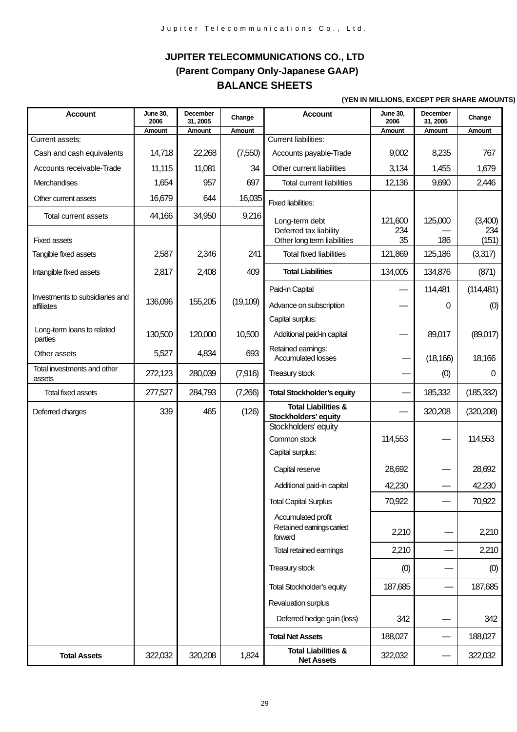# JUPITER TELECOMMUNICATIONS CO., LTD

## (Parent Company Only-Japanese GAAP)

## BALANCE SHEETS

**(YEN IN MILLIONS, EXCEPT PER SHARE AMOUNTS)**

| Account | June 30, 2006 | December 31, 2005 | Change |
|---|---|---|---|
| | Amount | Amount | Amount |
| Current assets: | | | |
| Cash and cash equivalents | 14,718 | 22,268 | (7,550) |
| Accounts receivable-Trade | 11,115 | 11,081 | 34 |
| Merchandises | 1,654 | 957 | 697 |
| Other current assets | 16,679 | 644 | 16,035 |
| Total current assets | 44,166 | 34,950 | 9,216 |
| Fixed assets | | | |
| Tangible fixed assets | 2,587 | 2,346 | 241 |
| Intangible fixed assets | 2,817 | 2,408 | 409 |
| Investments to subsidiaries and affiliates | 136,096 | 155,205 | (19,109) |
| Long-term loans to related parties | 130,500 | 120,000 | 10,500 |
| Other assets | 5,527 | 4,834 | 693 |
| Total investments and other assets | 272,123 | 280,039 | (7,916) |
| Total fixed assets | 277,527 | 284,793 | (7,266) |
| Deferred charges | 339 | 465 | (126) |
| **Total Assets** | 322,032 | 320,208 | 1,824 |

| Account | June 30, 2006 | December 31, 2005 | Change |
|---|---|---|---|
| | Amount | Amount | Amount |
| Current liabilities: | | | |
| Accounts payable-Trade | 9,002 | 8,235 | 767 |
| Other current liabilities | 3,134 | 1,455 | 1,679 |
| Total current liabilities | 12,136 | 9,690 | 2,446 |
| Fixed liabilities: | | | |
| Long-term debt | 121,600 | 125,000 | (3,400) |
| Deferred tax liability | 234 | — | 234 |
| Other long term liabilities | 35 | 186 | (151) |
| Total fixed liabilities | 121,869 | 125,186 | (3,317) |
| **Total Liabilities** | 134,005 | 134,876 | (871) |
| Paid-in Capital | — | 114,481 | (114,481) |
| Advance on subscription | — | 0 | (0) |
| Capital surplus: | | | |
| Additional paid-in capital | — | 89,017 | (89,017) |
| Retained earnings: Accumulated losses | — | (18,166) | 18,166 |
| Treasury stock | — | (0) | 0 |
| **Total Stockholder's equity** | — | 185,332 | (185,332) |
| **Total Liabilities & Stockholders' equity** | — | 320,208 | (320,208) |
| Stockholders' equity | | | |
| Common stock | 114,553 | — | 114,553 |
| Capital surplus: | | | |
| Capital reserve | 28,692 | — | 28,692 |
| Additional paid-in capital | 42,230 | — | 42,230 |
| Total Capital Surplus | 70,922 | — | 70,922 |
| Accumulated profit Retained earnings carried forward | 2,210 | — | 2,210 |
| Total retained earnings | 2,210 | — | 2,210 |
| Treasury stock | (0) | — | (0) |
| Total Stockholder's equity | 187,685 | — | 187,685 |
| Revaluation surplus | | | |
| Deferred hedge gain (loss) | 342 | — | 342 |
| **Total Net Assets** | 188,027 | — | 188,027 |
| **Total Liabilities & Net Assets** | 322,032 | — | 322,032 |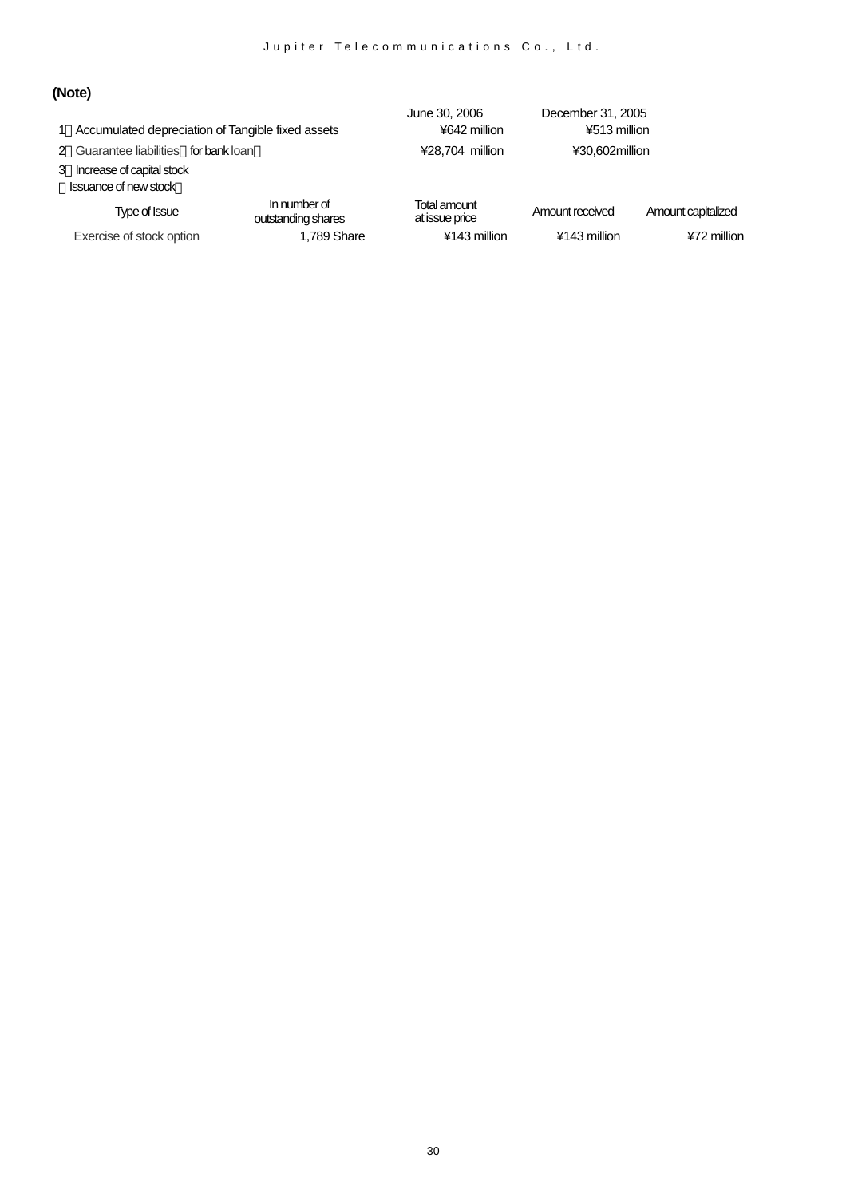**(Note)**

| | June 30, 2006 | December 31, 2005 |
|---|---|---|
| 1．Accumulated depreciation of Tangible fixed assets | ¥642 million | ¥513 million |
| 2．Guarantee liabilities（for bank loan） | ¥28,704 million | ¥30,602million |

3．Increase of capital stock

（Issuance of new stock）

| Type of Issue | In number of outstanding shares | Total amount at issue price | Amount received | Amount capitalized |
|---|---|---|---|---|
| Exercise of stock option | 1,789 Share | ¥143 million | ¥143 million | ¥72 million |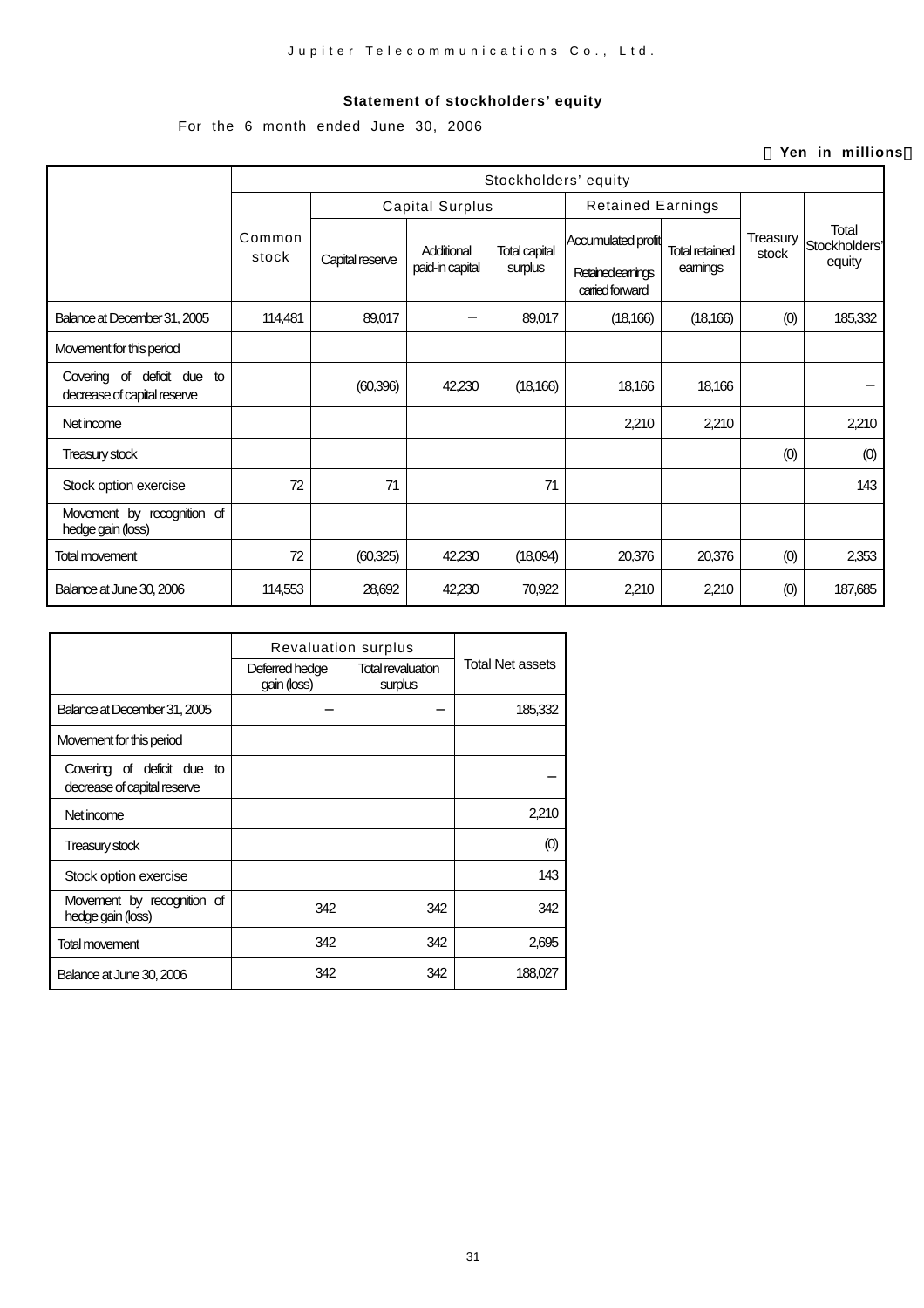Jupiter Telecommunications Co., Ltd.

**Statement of stockholders' equity**

For the 6 month ended June 30, 2006

（Yen in millions）

| | Stockholders' equity | | | | | | | |
|---|---|---|---|---|---|---|---|---|
| | Common stock | Capital Surplus | | | Retained Earnings | | Treasury stock | Total Stockholders' equity |
| | | Capital reserve | Additional paid-in capital | Total capital surplus | Accumulated profit / Retained earnings carried forward | Total retained earnings | | |
| Balance at December 31, 2005 | 114,481 | 89,017 | − | 89,017 | (18,166) | (18,166) | (0) | 185,332 |
| Movement for this period | | | | | | | | |
| Covering of deficit due to decrease of capital reserve | | (60,396) | 42,230 | (18,166) | 18,166 | 18,166 | | − |
| Net income | | | | | 2,210 | 2,210 | | 2,210 |
| Treasury stock | | | | | | | (0) | (0) |
| Stock option exercise | 72 | 71 | | 71 | | | | 143 |
| Movement by recognition of hedge gain (loss) | | | | | | | | |
| Total movement | 72 | (60,325) | 42,230 | (18,094) | 20,376 | 20,376 | (0) | 2,353 |
| Balance at June 30, 2006 | 114,553 | 28,692 | 42,230 | 70,922 | 2,210 | 2,210 | (0) | 187,685 |

| | Revaluation surplus | | Total Net assets |
|---|---|---|---|
| | Deferred hedge gain (loss) | Total revaluation surplus | |
| Balance at December 31, 2005 | − | − | 185,332 |
| Movement for this period | | | |
| Covering of deficit due to decrease of capital reserve | | | − |
| Net income | | | 2,210 |
| Treasury stock | | | (0) |
| Stock option exercise | | | 143 |
| Movement by recognition of hedge gain (loss) | 342 | 342 | 342 |
| Total movement | 342 | 342 | 2,695 |
| Balance at June 30, 2006 | 342 | 342 | 188,027 |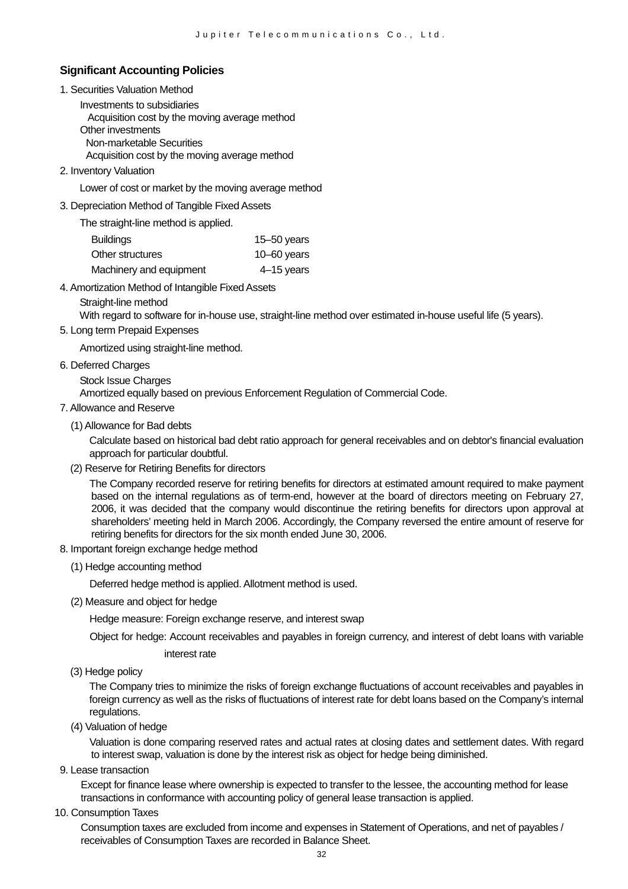## Significant Accounting Policies

1. Securities Valuation Method

   Investments to subsidiaries
   Acquisition cost by the moving average method
   Other investments
   Non-marketable Securities
   Acquisition cost by the moving average method

2. Inventory Valuation

   Lower of cost or market by the moving average method

3. Depreciation Method of Tangible Fixed Assets

   The straight-line method is applied.

| | |
|---|---|
| Buildings | 15–50 years |
| Other structures | 10–60 years |
| Machinery and equipment | 4–15 years |

4. Amortization Method of Intangible Fixed Assets

   Straight-line method
   With regard to software for in-house use, straight-line method over estimated in-house useful life (5 years).

5. Long term Prepaid Expenses

   Amortized using straight-line method.

6. Deferred Charges

   Stock Issue Charges
   Amortized equally based on previous Enforcement Regulation of Commercial Code.

7. Allowance and Reserve

   (1) Allowance for Bad debts

   Calculate based on historical bad debt ratio approach for general receivables and on debtor's financial evaluation approach for particular doubtful.

   (2) Reserve for Retiring Benefits for directors

   The Company recorded reserve for retiring benefits for directors at estimated amount required to make payment based on the internal regulations as of term-end, however at the board of directors meeting on February 27, 2006, it was decided that the company would discontinue the retiring benefits for directors upon approval at shareholders' meeting held in March 2006. Accordingly, the Company reversed the entire amount of reserve for retiring benefits for directors for the six month ended June 30, 2006.

8. Important foreign exchange hedge method

   (1) Hedge accounting method

   Deferred hedge method is applied. Allotment method is used.

   (2) Measure and object for hedge

   Hedge measure: Foreign exchange reserve, and interest swap

   Object for hedge: Account receivables and payables in foreign currency, and interest of debt loans with variable interest rate

   (3) Hedge policy

   The Company tries to minimize the risks of foreign exchange fluctuations of account receivables and payables in foreign currency as well as the risks of fluctuations of interest rate for debt loans based on the Company's internal regulations.

   (4) Valuation of hedge

   Valuation is done comparing reserved rates and actual rates at closing dates and settlement dates. With regard to interest swap, valuation is done by the interest risk as object for hedge being diminished.

9. Lease transaction

   Except for finance lease where ownership is expected to transfer to the lessee, the accounting method for lease transactions in conformance with accounting policy of general lease transaction is applied.

10. Consumption Taxes

    Consumption taxes are excluded from income and expenses in Statement of Operations, and net of payables / receivables of Consumption Taxes are recorded in Balance Sheet.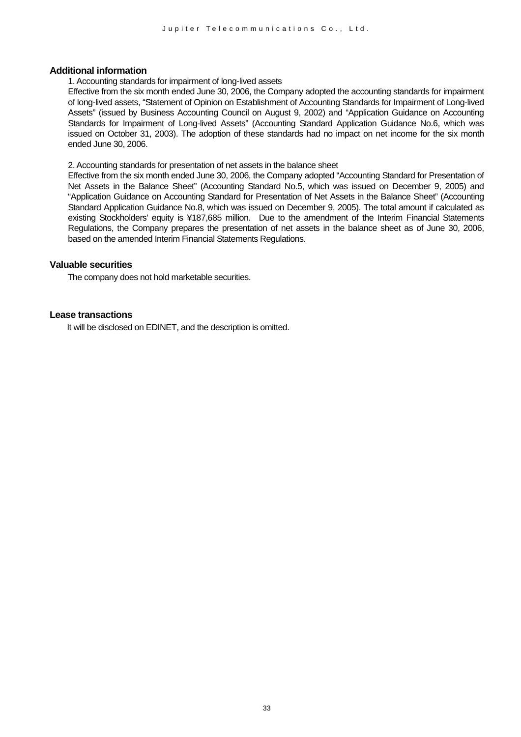## Additional information

1. Accounting standards for impairment of long-lived assets

Effective from the six month ended June 30, 2006, the Company adopted the accounting standards for impairment of long-lived assets, "Statement of Opinion on Establishment of Accounting Standards for Impairment of Long-lived Assets" (issued by Business Accounting Council on August 9, 2002) and "Application Guidance on Accounting Standards for Impairment of Long-lived Assets" (Accounting Standard Application Guidance No.6, which was issued on October 31, 2003). The adoption of these standards had no impact on net income for the six month ended June 30, 2006.

2. Accounting standards for presentation of net assets in the balance sheet

Effective from the six month ended June 30, 2006, the Company adopted "Accounting Standard for Presentation of Net Assets in the Balance Sheet" (Accounting Standard No.5, which was issued on December 9, 2005) and "Application Guidance on Accounting Standard for Presentation of Net Assets in the Balance Sheet" (Accounting Standard Application Guidance No.8, which was issued on December 9, 2005). The total amount if calculated as existing Stockholders' equity is ¥187,685 million. Due to the amendment of the Interim Financial Statements Regulations, the Company prepares the presentation of net assets in the balance sheet as of June 30, 2006, based on the amended Interim Financial Statements Regulations.

## Valuable securities

The company does not hold marketable securities.

## Lease transactions

It will be disclosed on EDINET, and the description is omitted.